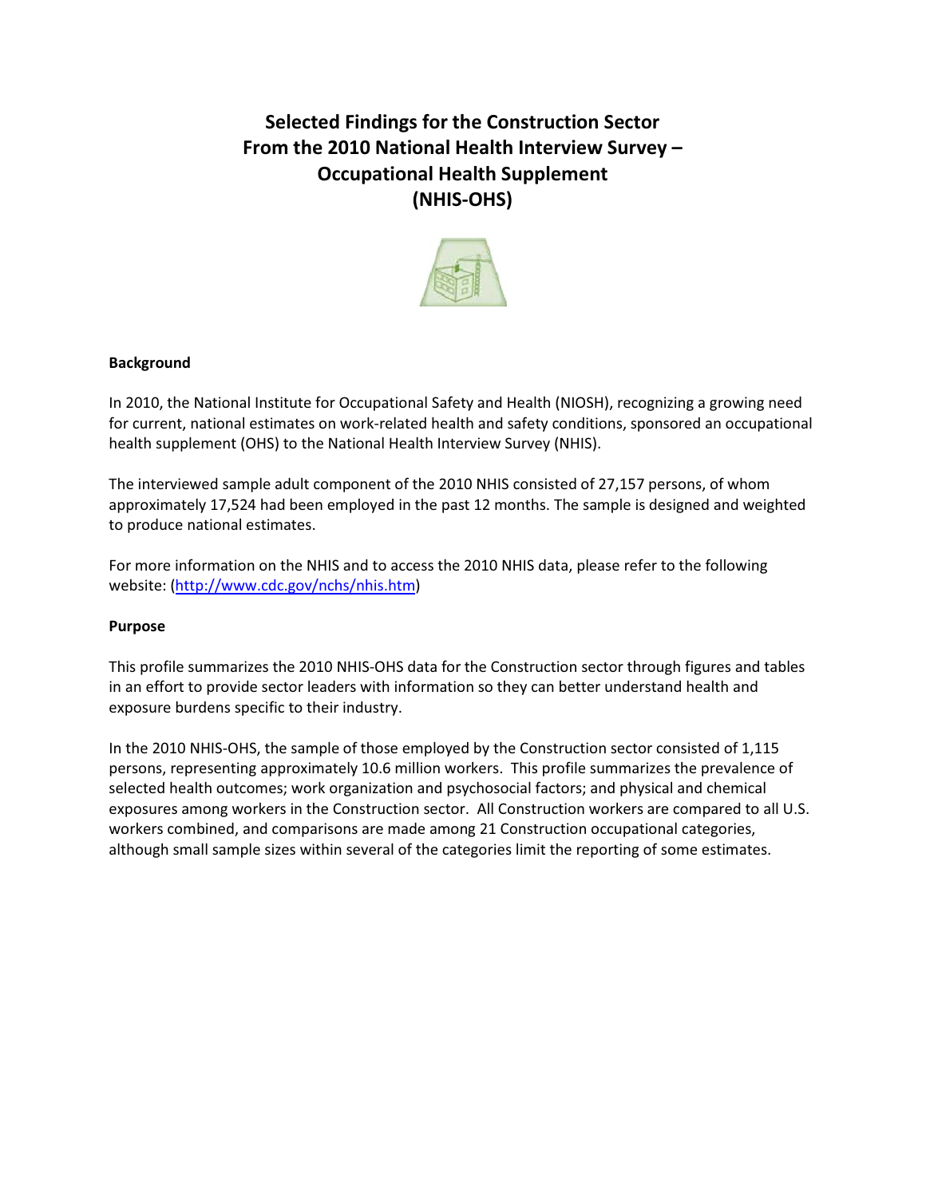# Selected Findings for the Construction Sector From the 2010 National Health Interview Survey – Occupational Health Supplement (NHIS-OHS)

**Background**

In 2010, the National Institute for Occupational Safety and Health (NIOSH), recognizing a growing need for current, national estimates on work-related health and safety conditions, sponsored an occupational health supplement (OHS) to the National Health Interview Survey (NHIS).

The interviewed sample adult component of the 2010 NHIS consisted of 27,157 persons, of whom approximately 17,524 had been employed in the past 12 months. The sample is designed and weighted to produce national estimates.

For more information on the NHIS and to access the 2010 NHIS data, please refer to the following website: (http://www.cdc.gov/nchs/nhis.htm)

**Purpose**

This profile summarizes the 2010 NHIS-OHS data for the Construction sector through figures and tables in an effort to provide sector leaders with information so they can better understand health and exposure burdens specific to their industry.

In the 2010 NHIS-OHS, the sample of those employed by the Construction sector consisted of 1,115 persons, representing approximately 10.6 million workers. This profile summarizes the prevalence of selected health outcomes; work organization and psychosocial factors; and physical and chemical exposures among workers in the Construction sector. All Construction workers are compared to all U.S. workers combined, and comparisons are made among 21 Construction occupational categories, although small sample sizes within several of the categories limit the reporting of some estimates.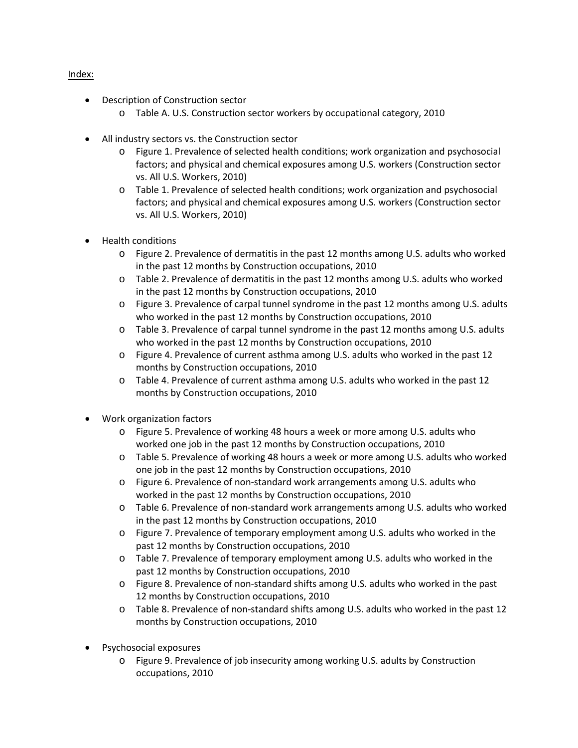Index:

- Description of Construction sector
  - Table A. U.S. Construction sector workers by occupational category, 2010
- All industry sectors vs. the Construction sector
  - Figure 1. Prevalence of selected health conditions; work organization and psychosocial factors; and physical and chemical exposures among U.S. workers (Construction sector vs. All U.S. Workers, 2010)
  - Table 1. Prevalence of selected health conditions; work organization and psychosocial factors; and physical and chemical exposures among U.S. workers (Construction sector vs. All U.S. Workers, 2010)
- Health conditions
  - Figure 2. Prevalence of dermatitis in the past 12 months among U.S. adults who worked in the past 12 months by Construction occupations, 2010
  - Table 2. Prevalence of dermatitis in the past 12 months among U.S. adults who worked in the past 12 months by Construction occupations, 2010
  - Figure 3. Prevalence of carpal tunnel syndrome in the past 12 months among U.S. adults who worked in the past 12 months by Construction occupations, 2010
  - Table 3. Prevalence of carpal tunnel syndrome in the past 12 months among U.S. adults who worked in the past 12 months by Construction occupations, 2010
  - Figure 4. Prevalence of current asthma among U.S. adults who worked in the past 12 months by Construction occupations, 2010
  - Table 4. Prevalence of current asthma among U.S. adults who worked in the past 12 months by Construction occupations, 2010
- Work organization factors
  - Figure 5. Prevalence of working 48 hours a week or more among U.S. adults who worked one job in the past 12 months by Construction occupations, 2010
  - Table 5. Prevalence of working 48 hours a week or more among U.S. adults who worked one job in the past 12 months by Construction occupations, 2010
  - Figure 6. Prevalence of non-standard work arrangements among U.S. adults who worked in the past 12 months by Construction occupations, 2010
  - Table 6. Prevalence of non-standard work arrangements among U.S. adults who worked in the past 12 months by Construction occupations, 2010
  - Figure 7. Prevalence of temporary employment among U.S. adults who worked in the past 12 months by Construction occupations, 2010
  - Table 7. Prevalence of temporary employment among U.S. adults who worked in the past 12 months by Construction occupations, 2010
  - Figure 8. Prevalence of non-standard shifts among U.S. adults who worked in the past 12 months by Construction occupations, 2010
  - Table 8. Prevalence of non-standard shifts among U.S. adults who worked in the past 12 months by Construction occupations, 2010
- Psychosocial exposures
  - Figure 9. Prevalence of job insecurity among working U.S. adults by Construction occupations, 2010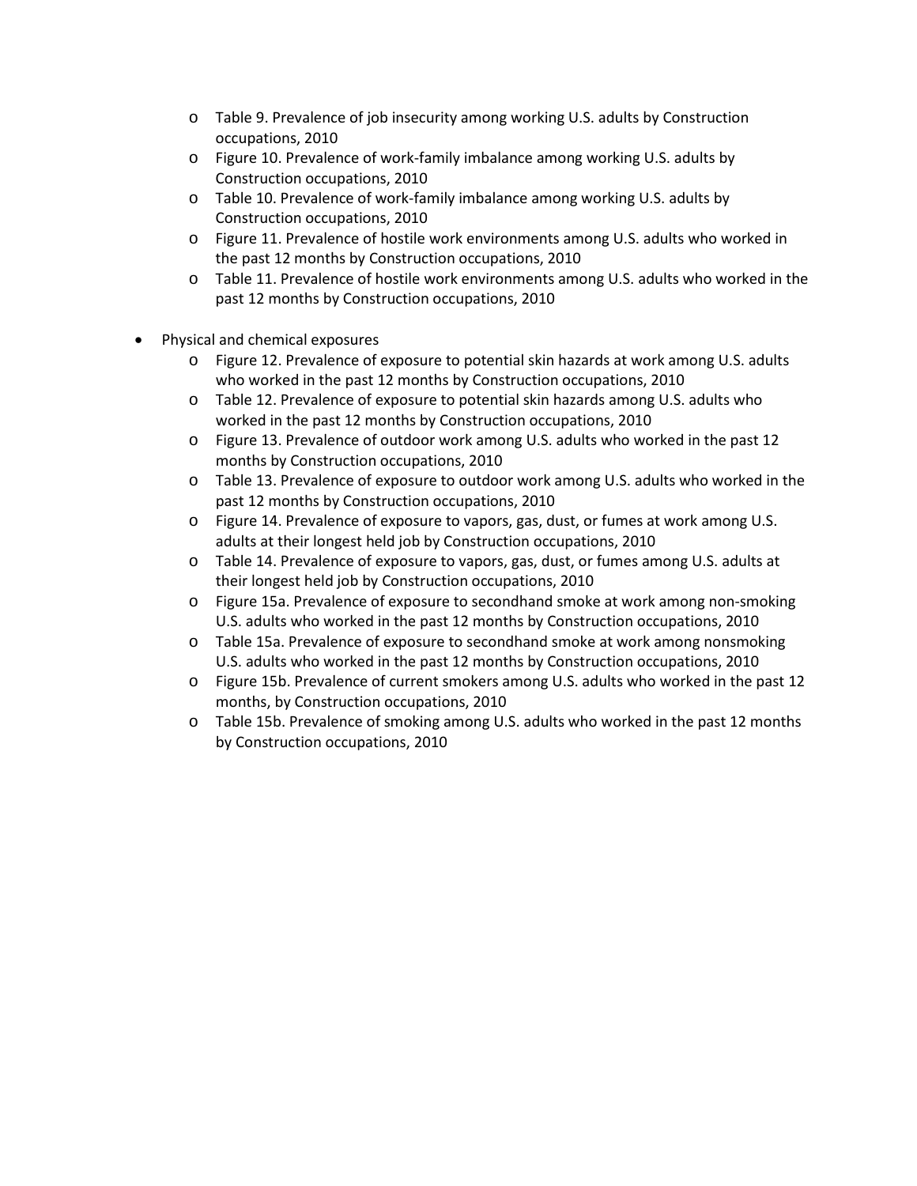- Table 9. Prevalence of job insecurity among working U.S. adults by Construction occupations, 2010
- Figure 10. Prevalence of work-family imbalance among working U.S. adults by Construction occupations, 2010
- Table 10. Prevalence of work-family imbalance among working U.S. adults by Construction occupations, 2010
- Figure 11. Prevalence of hostile work environments among U.S. adults who worked in the past 12 months by Construction occupations, 2010
- Table 11. Prevalence of hostile work environments among U.S. adults who worked in the past 12 months by Construction occupations, 2010

- Physical and chemical exposures
    - Figure 12. Prevalence of exposure to potential skin hazards at work among U.S. adults who worked in the past 12 months by Construction occupations, 2010
    - Table 12. Prevalence of exposure to potential skin hazards among U.S. adults who worked in the past 12 months by Construction occupations, 2010
    - Figure 13. Prevalence of outdoor work among U.S. adults who worked in the past 12 months by Construction occupations, 2010
    - Table 13. Prevalence of exposure to outdoor work among U.S. adults who worked in the past 12 months by Construction occupations, 2010
    - Figure 14. Prevalence of exposure to vapors, gas, dust, or fumes at work among U.S. adults at their longest held job by Construction occupations, 2010
    - Table 14. Prevalence of exposure to vapors, gas, dust, or fumes among U.S. adults at their longest held job by Construction occupations, 2010
    - Figure 15a. Prevalence of exposure to secondhand smoke at work among non-smoking U.S. adults who worked in the past 12 months by Construction occupations, 2010
    - Table 15a. Prevalence of exposure to secondhand smoke at work among nonsmoking U.S. adults who worked in the past 12 months by Construction occupations, 2010
    - Figure 15b. Prevalence of current smokers among U.S. adults who worked in the past 12 months, by Construction occupations, 2010
    - Table 15b. Prevalence of smoking among U.S. adults who worked in the past 12 months by Construction occupations, 2010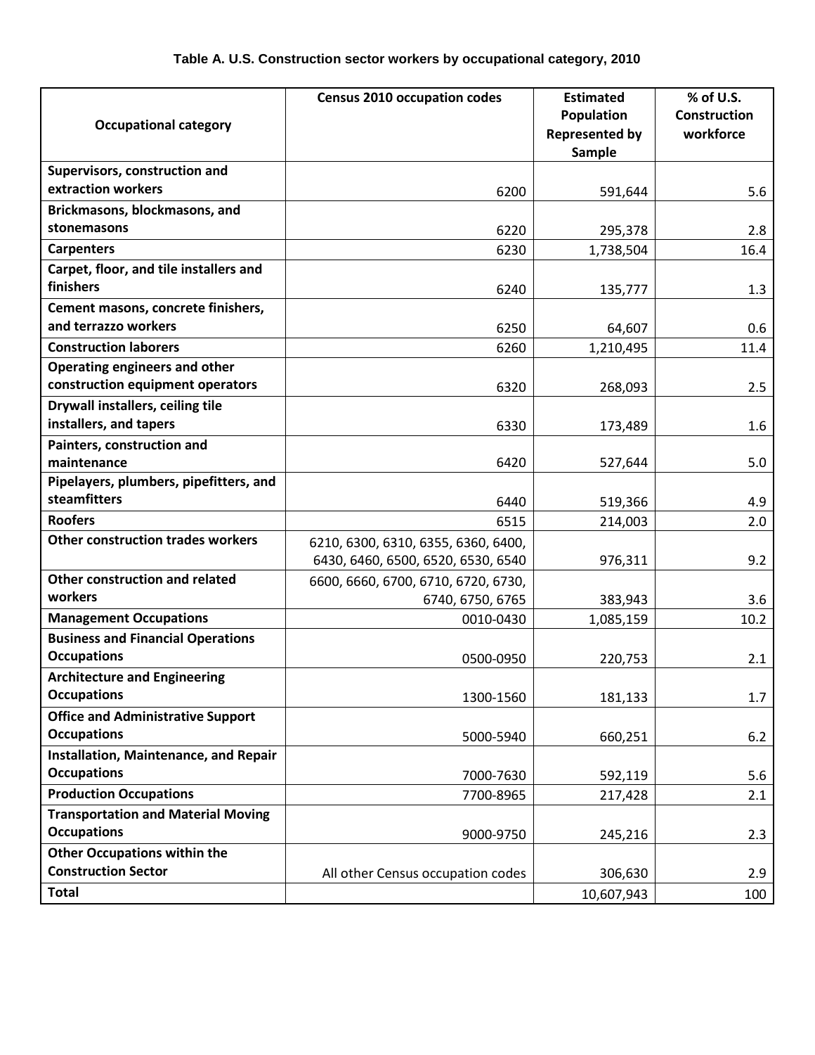**Table A. U.S. Construction sector workers by occupational category, 2010**

| Occupational category | Census 2010 occupation codes | Estimated Population Represented by Sample | % of U.S. Construction workforce |
|---|---|---|---|
| **Supervisors, construction and extraction workers** | 6200 | 591,644 | 5.6 |
| **Brickmasons, blockmasons, and stonemasons** | 6220 | 295,378 | 2.8 |
| **Carpenters** | 6230 | 1,738,504 | 16.4 |
| **Carpet, floor, and tile installers and finishers** | 6240 | 135,777 | 1.3 |
| **Cement masons, concrete finishers, and terrazzo workers** | 6250 | 64,607 | 0.6 |
| **Construction laborers** | 6260 | 1,210,495 | 11.4 |
| **Operating engineers and other construction equipment operators** | 6320 | 268,093 | 2.5 |
| **Drywall installers, ceiling tile installers, and tapers** | 6330 | 173,489 | 1.6 |
| **Painters, construction and maintenance** | 6420 | 527,644 | 5.0 |
| **Pipelayers, plumbers, pipefitters, and steamfitters** | 6440 | 519,366 | 4.9 |
| **Roofers** | 6515 | 214,003 | 2.0 |
| **Other construction trades workers** | 6210, 6300, 6310, 6355, 6360, 6400, 6430, 6460, 6500, 6520, 6530, 6540 | 976,311 | 9.2 |
| **Other construction and related workers** | 6600, 6660, 6700, 6710, 6720, 6730, 6740, 6750, 6765 | 383,943 | 3.6 |
| **Management Occupations** | 0010-0430 | 1,085,159 | 10.2 |
| **Business and Financial Operations Occupations** | 0500-0950 | 220,753 | 2.1 |
| **Architecture and Engineering Occupations** | 1300-1560 | 181,133 | 1.7 |
| **Office and Administrative Support Occupations** | 5000-5940 | 660,251 | 6.2 |
| **Installation, Maintenance, and Repair Occupations** | 7000-7630 | 592,119 | 5.6 |
| **Production Occupations** | 7700-8965 | 217,428 | 2.1 |
| **Transportation and Material Moving Occupations** | 9000-9750 | 245,216 | 2.3 |
| **Other Occupations within the Construction Sector** | All other Census occupation codes | 306,630 | 2.9 |
| **Total** | | 10,607,943 | 100 |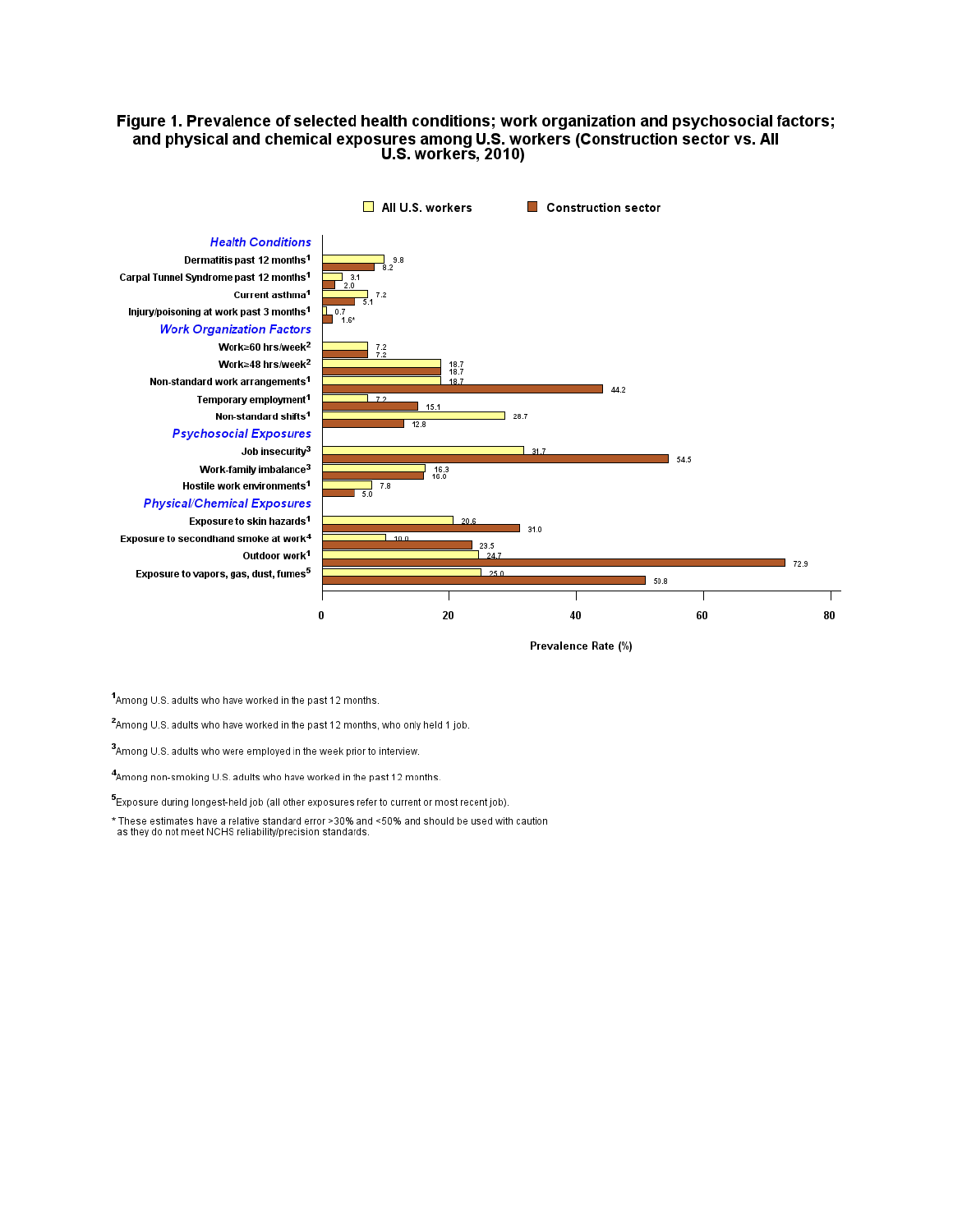**Figure 1. Prevalence of selected health conditions; work organization and psychosocial factors; and physical and chemical exposures among U.S. workers (Construction sector vs. All U.S. workers, 2010)**

All U.S. workers
Construction sector

*Health Conditions*

Dermatitis past 12 months[1]
9.8
8.2

Carpal Tunnel Syndrome past 12 months[1]
3.1
2.0

Current asthma[1]
7.2
5.1

Injury/poisoning at work past 3 months[1]
0.7
1.6*

*Work Organization Factors*

Work≥60 hrs/week[2]
7.2
7.2

Work≥48 hrs/week[2]
18.7
18.7

Non-standard work arrangements[1]
18.7
44.2

Temporary employment[1]
7.2
15.1

Non-standard shifts[1]
28.7
12.8

*Psychosocial Exposures*

Job insecurity[3]
31.7
54.5

Work-family imbalance[3]
16.3
16.0

Hostile work environments[1]
7.8
5.0

*Physical/Chemical Exposures*

Exposure to skin hazards[1]
20.6
31.0

Exposure to secondhand smoke at work[4]
10.0
23.5

Outdoor work[1]
24.7
72.9

Exposure to vapors, gas, dust, fumes[5]
25.0
50.8

0
20
40
60
80

Prevalence Rate (%)

[1]Among U.S. adults who have worked in the past 12 months.

[2]Among U.S. adults who have worked in the past 12 months, who only held 1 job.

[3]Among U.S. adults who were employed in the week prior to interview.

[4]Among non-smoking U.S. adults who have worked in the past 12 months.

[5]Exposure during longest-held job (all other exposures refer to current or most recent job).

* These estimates have a relative standard error >30% and <50% and should be used with caution as they do not meet NCHS reliability/precision standards.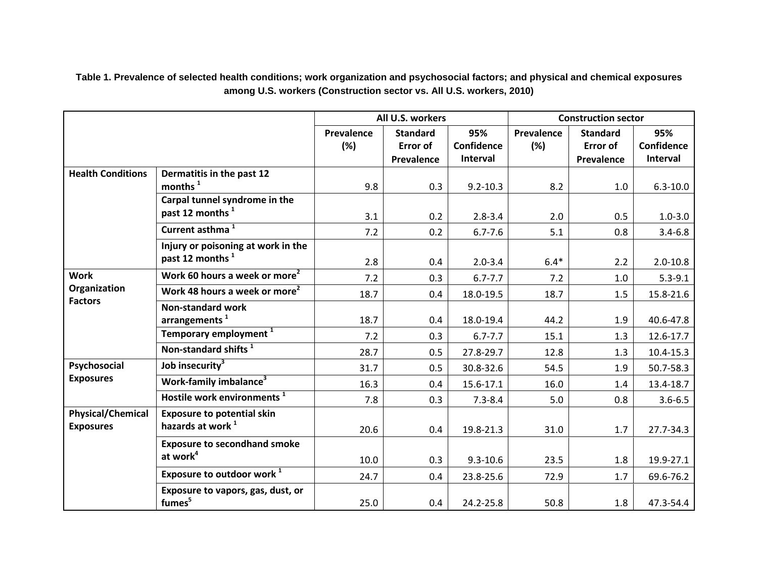**Table 1. Prevalence of selected health conditions; work organization and psychosocial factors; and physical and chemical exposures among U.S. workers (Construction sector vs. All U.S. workers, 2010)**

| | | All U.S. workers | | | Construction sector | | |
|---|---|---|---|---|---|---|---|
| | | Prevalence (%) | Standard Error of Prevalence | 95% Confidence Interval | Prevalence (%) | Standard Error of Prevalence | 95% Confidence Interval |
| **Health Conditions** | **Dermatitis in the past 12 months [1]** | 9.8 | 0.3 | 9.2-10.3 | 8.2 | 1.0 | 6.3-10.0 |
| | **Carpal tunnel syndrome in the past 12 months [1]** | 3.1 | 0.2 | 2.8-3.4 | 2.0 | 0.5 | 1.0-3.0 |
| | **Current asthma [1]** | 7.2 | 0.2 | 6.7-7.6 | 5.1 | 0.8 | 3.4-6.8 |
| | **Injury or poisoning at work in the past 12 months [1]** | 2.8 | 0.4 | 2.0-3.4 | 6.4* | 2.2 | 2.0-10.8 |
| **Work Organization Factors** | **Work 60 hours a week or more [2]** | 7.2 | 0.3 | 6.7-7.7 | 7.2 | 1.0 | 5.3-9.1 |
| | **Work 48 hours a week or more [2]** | 18.7 | 0.4 | 18.0-19.5 | 18.7 | 1.5 | 15.8-21.6 |
| | **Non-standard work arrangements [1]** | 18.7 | 0.4 | 18.0-19.4 | 44.2 | 1.9 | 40.6-47.8 |
| | **Temporary employment [1]** | 7.2 | 0.3 | 6.7-7.7 | 15.1 | 1.3 | 12.6-17.7 |
| | **Non-standard shifts [1]** | 28.7 | 0.5 | 27.8-29.7 | 12.8 | 1.3 | 10.4-15.3 |
| **Psychosocial Exposures** | **Job insecurity [3]** | 31.7 | 0.5 | 30.8-32.6 | 54.5 | 1.9 | 50.7-58.3 |
| | **Work-family imbalance [3]** | 16.3 | 0.4 | 15.6-17.1 | 16.0 | 1.4 | 13.4-18.7 |
| | **Hostile work environments [1]** | 7.8 | 0.3 | 7.3-8.4 | 5.0 | 0.8 | 3.6-6.5 |
| **Physical/Chemical Exposures** | **Exposure to potential skin hazards at work [1]** | 20.6 | 0.4 | 19.8-21.3 | 31.0 | 1.7 | 27.7-34.3 |
| | **Exposure to secondhand smoke at work [4]** | 10.0 | 0.3 | 9.3-10.6 | 23.5 | 1.8 | 19.9-27.1 |
| | **Exposure to outdoor work [1]** | 24.7 | 0.4 | 23.8-25.6 | 72.9 | 1.7 | 69.6-76.2 |
| | **Exposure to vapors, gas, dust, or fumes [5]** | 25.0 | 0.4 | 24.2-25.8 | 50.8 | 1.8 | 47.3-54.4 |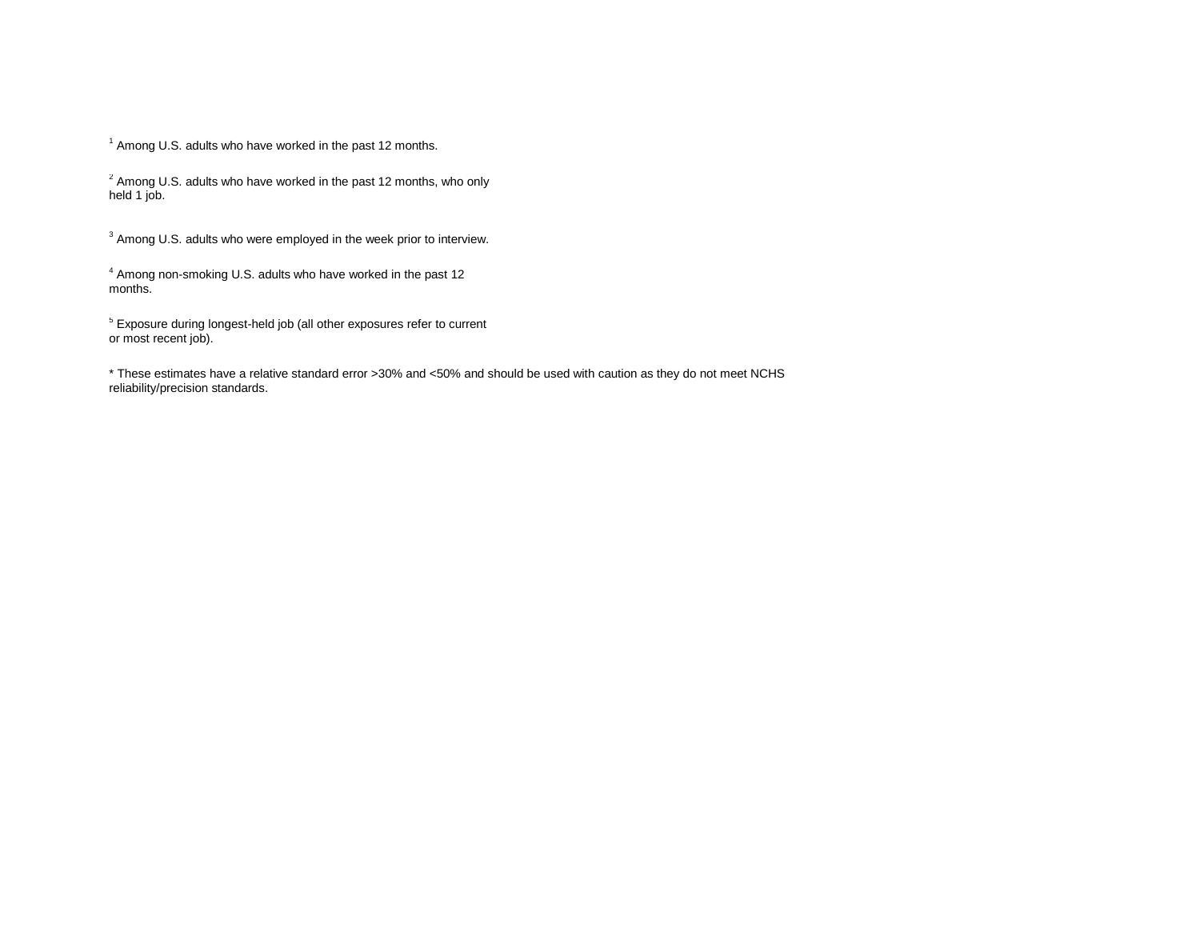[1] Among U.S. adults who have worked in the past 12 months.

[2] Among U.S. adults who have worked in the past 12 months, who only held 1 job.

[3] Among U.S. adults who were employed in the week prior to interview.

[4] Among non-smoking U.S. adults who have worked in the past 12 months.

[5] Exposure during longest-held job (all other exposures refer to current or most recent job).

* These estimates have a relative standard error >30% and <50% and should be used with caution as they do not meet NCHS reliability/precision standards.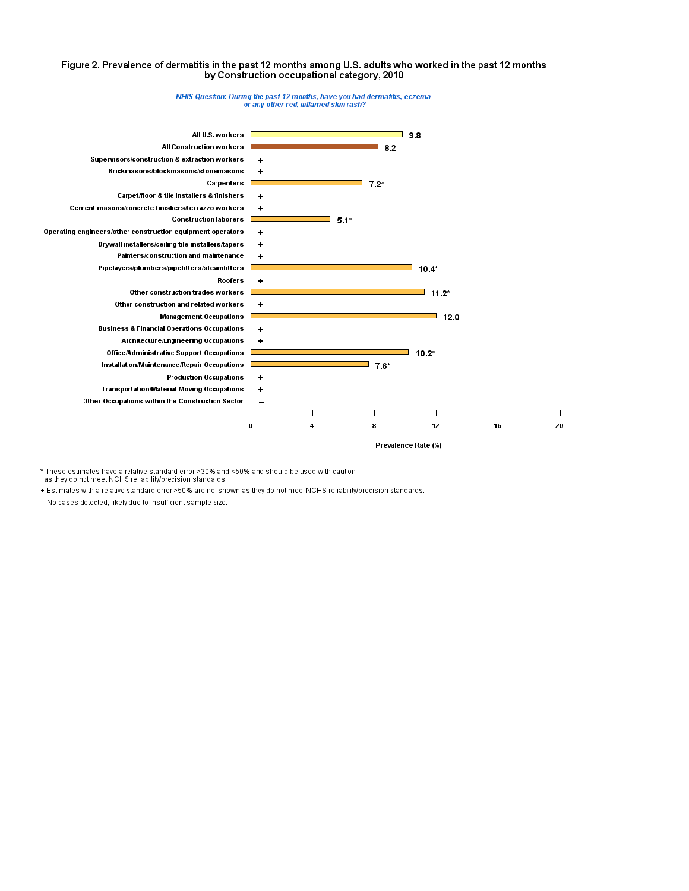Figure 2. Prevalence of dermatitis in the past 12 months among U.S. adults who worked in the past 12 months by Construction occupational category, 2010

*NHIS Question: During the past 12 months, have you had dermatitis, eczema or any other red, inflamed skin rash?*

All U.S. workers 9.8
All Construction workers 8.2
Supervisors/construction & extraction workers +
Brickmasons/blockmasons/stonemasons +
Carpenters 7.2*
Carpet/floor & tile installers & finishers +
Cement masons/concrete finishers/terrazzo workers +
Construction laborers 5.1*
Operating engineers/other construction equipment operators +
Drywall installers/ceiling tile installers/tapers +
Painters/construction and maintenance +
Pipelayers/plumbers/pipefitters/steamfitters 10.4*
Roofers +
Other construction trades workers 11.2*
Other construction and related workers +
Management Occupations 12.0
Business & Financial Operations Occupations +
Architecture/Engineering Occupations +
Office/Administrative Support Occupations 10.2*
Installation/Maintenance/Repair Occupations 7.6*
Production Occupations +
Transportation/Material Moving Occupations +
Other Occupations within the Construction Sector --

0 4 8 12 16 20

Prevalence Rate (%)

* These estimates have a relative standard error >30% and <50% and should be used with caution as they do not meet NCHS reliability/precision standards.

+ Estimates with a relative standard error >50% are not shown as they do not meet NCHS reliability/precision standards.

-- No cases detected, likely due to insufficient sample size.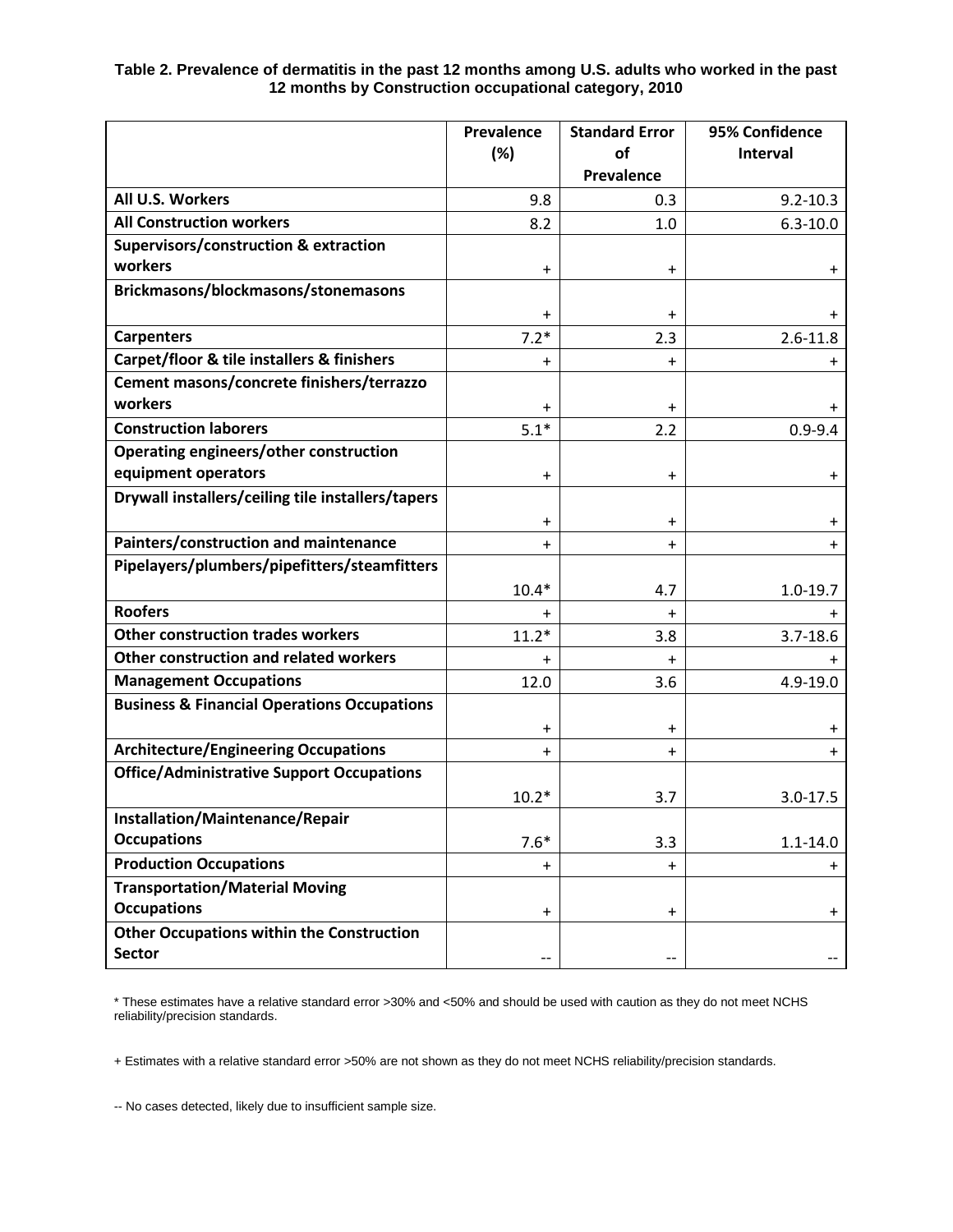**Table 2. Prevalence of dermatitis in the past 12 months among U.S. adults who worked in the past 12 months by Construction occupational category, 2010**

| | Prevalence (%) | Standard Error of Prevalence | 95% Confidence Interval |
|---|---|---|---|
| **All U.S. Workers** | 9.8 | 0.3 | 9.2-10.3 |
| **All Construction workers** | 8.2 | 1.0 | 6.3-10.0 |
| **Supervisors/construction & extraction workers** | + | + | + |
| **Brickmasons/blockmasons/stonemasons** | + | + | + |
| **Carpenters** | 7.2* | 2.3 | 2.6-11.8 |
| **Carpet/floor & tile installers & finishers** | + | + | + |
| **Cement masons/concrete finishers/terrazzo workers** | + | + | + |
| **Construction laborers** | 5.1* | 2.2 | 0.9-9.4 |
| **Operating engineers/other construction equipment operators** | + | + | + |
| **Drywall installers/ceiling tile installers/tapers** | + | + | + |
| **Painters/construction and maintenance** | + | + | + |
| **Pipelayers/plumbers/pipefitters/steamfitters** | 10.4* | 4.7 | 1.0-19.7 |
| **Roofers** | + | + | + |
| **Other construction trades workers** | 11.2* | 3.8 | 3.7-18.6 |
| **Other construction and related workers** | + | + | + |
| **Management Occupations** | 12.0 | 3.6 | 4.9-19.0 |
| **Business & Financial Operations Occupations** | + | + | + |
| **Architecture/Engineering Occupations** | + | + | + |
| **Office/Administrative Support Occupations** | 10.2* | 3.7 | 3.0-17.5 |
| **Installation/Maintenance/Repair Occupations** | 7.6* | 3.3 | 1.1-14.0 |
| **Production Occupations** | + | + | + |
| **Transportation/Material Moving Occupations** | + | + | + |
| **Other Occupations within the Construction Sector** | -- | -- | -- |

* These estimates have a relative standard error >30% and <50% and should be used with caution as they do not meet NCHS reliability/precision standards.

+ Estimates with a relative standard error >50% are not shown as they do not meet NCHS reliability/precision standards.

-- No cases detected, likely due to insufficient sample size.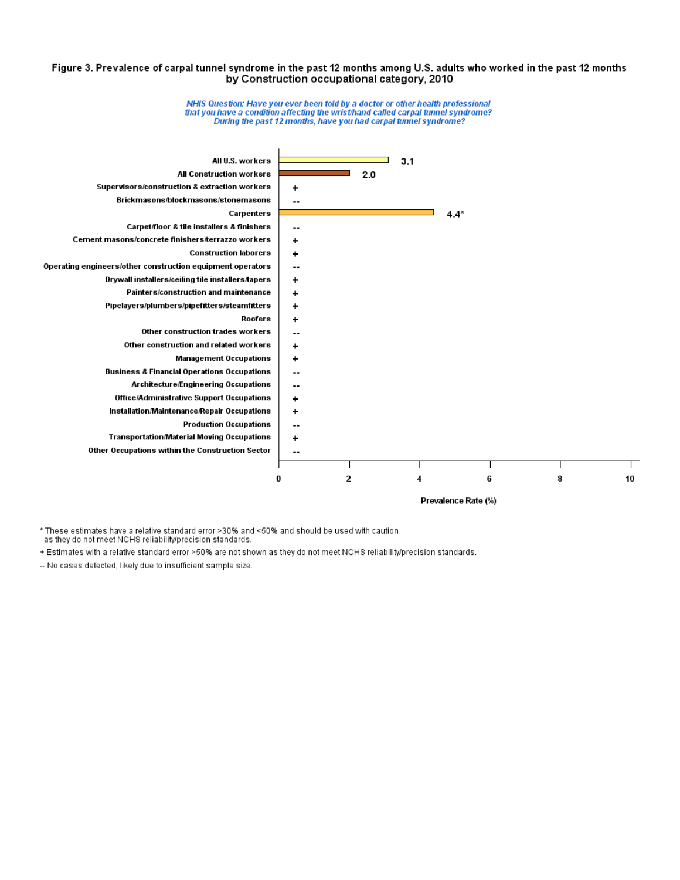**Figure 3. Prevalence of carpal tunnel syndrome in the past 12 months among U.S. adults who worked in the past 12 months by Construction occupational category, 2010**

*NHIS Question: Have you ever been told by a doctor or other health professional that you have a condition affecting the wrist/hand called carpal tunnel syndrome? During the past 12 months, have you had carpal tunnel syndrome?*

All U.S. workers 3.1
All Construction workers 2.0
Supervisors/construction & extraction workers +
Brickmasons/blockmasons/stonemasons --
Carpenters 4.4*
Carpet/floor & tile installers & finishers --
Cement masons/concrete finishers/terrazzo workers +
Construction laborers +
Operating engineers/other construction equipment operators --
Drywall installers/ceiling tile installers/tapers +
Painters/construction and maintenance +
Pipelayers/plumbers/pipefitters/steamfitters +
Roofers +
Other construction trades workers --
Other construction and related workers +
Management Occupations +
Business & Financial Operations Occupations --
Architecture/Engineering Occupations --
Office/Administrative Support Occupations +
Installation/Maintenance/Repair Occupations +
Production Occupations --
Transportation/Material Moving Occupations +
Other Occupations within the Construction Sector --

0 2 4 6 8 10

Prevalence Rate (%)

* These estimates have a relative standard error >30% and <50% and should be used with caution as they do not meet NCHS reliability/precision standards.

+ Estimates with a relative standard error >50% are not shown as they do not meet NCHS reliability/precision standards.

-- No cases detected, likely due to insufficient sample size.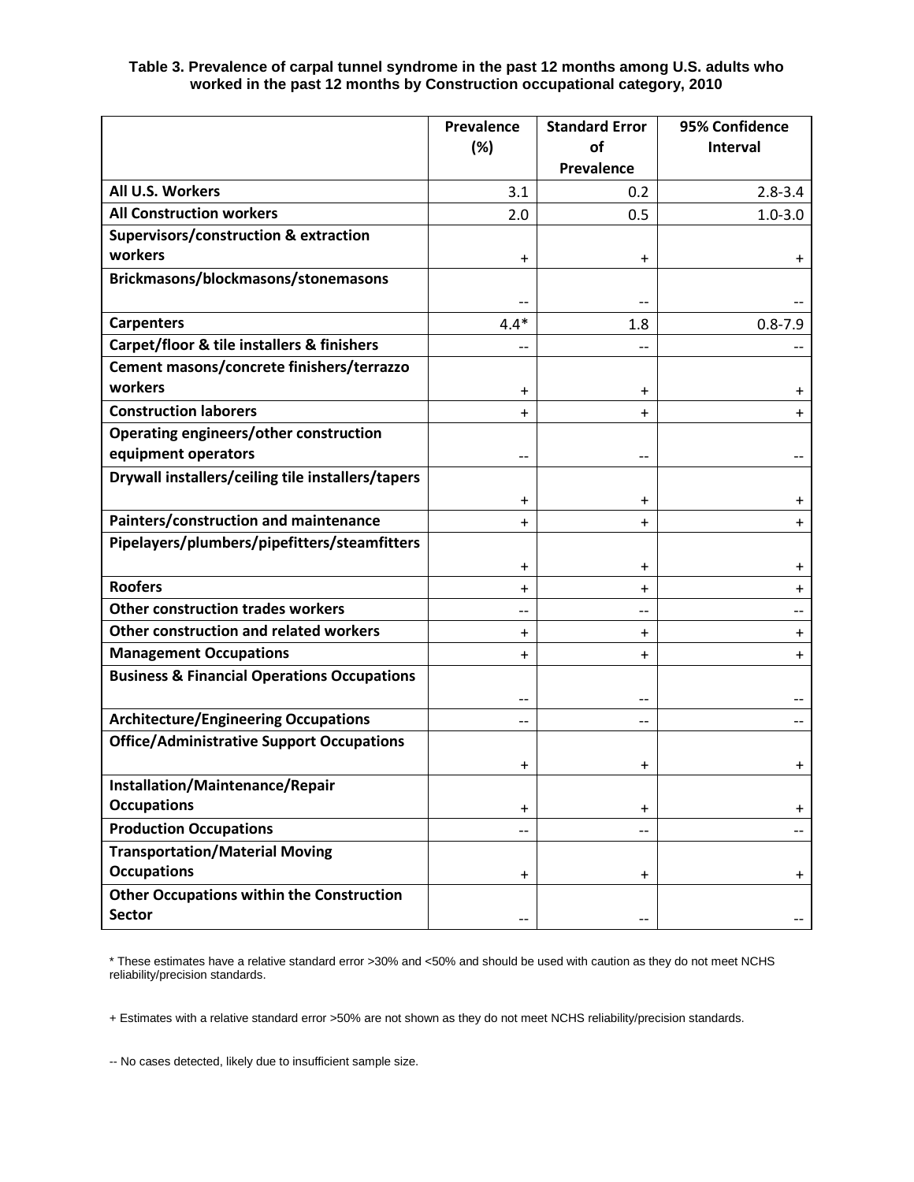**Table 3. Prevalence of carpal tunnel syndrome in the past 12 months among U.S. adults who worked in the past 12 months by Construction occupational category, 2010**

| | Prevalence (%) | Standard Error of Prevalence | 95% Confidence Interval |
|---|---|---|---|
| **All U.S. Workers** | 3.1 | 0.2 | 2.8-3.4 |
| **All Construction workers** | 2.0 | 0.5 | 1.0-3.0 |
| **Supervisors/construction & extraction workers** | + | + | + |
| **Brickmasons/blockmasons/stonemasons** | -- | -- | -- |
| **Carpenters** | 4.4* | 1.8 | 0.8-7.9 |
| **Carpet/floor & tile installers & finishers** | -- | -- | -- |
| **Cement masons/concrete finishers/terrazzo workers** | + | + | + |
| **Construction laborers** | + | + | + |
| **Operating engineers/other construction equipment operators** | -- | -- | -- |
| **Drywall installers/ceiling tile installers/tapers** | + | + | + |
| **Painters/construction and maintenance** | + | + | + |
| **Pipelayers/plumbers/pipefitters/steamfitters** | + | + | + |
| **Roofers** | + | + | + |
| **Other construction trades workers** | -- | -- | -- |
| **Other construction and related workers** | + | + | + |
| **Management Occupations** | + | + | + |
| **Business & Financial Operations Occupations** | -- | -- | -- |
| **Architecture/Engineering Occupations** | -- | -- | -- |
| **Office/Administrative Support Occupations** | + | + | + |
| **Installation/Maintenance/Repair Occupations** | + | + | + |
| **Production Occupations** | -- | -- | -- |
| **Transportation/Material Moving Occupations** | + | + | + |
| **Other Occupations within the Construction Sector** | -- | -- | -- |

* These estimates have a relative standard error >30% and <50% and should be used with caution as they do not meet NCHS reliability/precision standards.

+ Estimates with a relative standard error >50% are not shown as they do not meet NCHS reliability/precision standards.

-- No cases detected, likely due to insufficient sample size.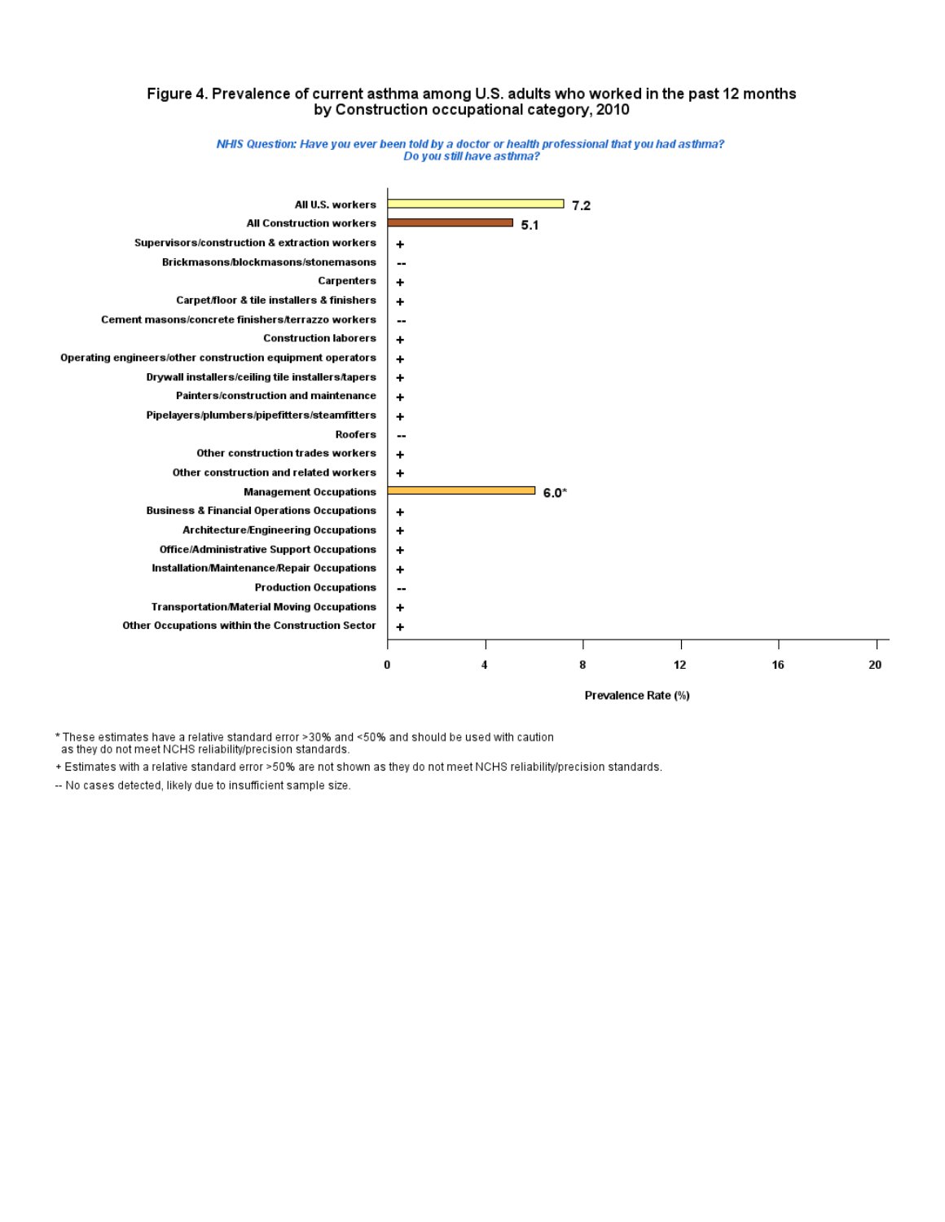# Figure 4. Prevalence of current asthma among U.S. adults who worked in the past 12 months by Construction occupational category, 2010

*NHIS Question: Have you ever been told by a doctor or health professional that you had asthma? Do you still have asthma?*

All U.S. workers 7.2
All Construction workers 5.1
Supervisors/construction & extraction workers +
Brickmasons/blockmasons/stonemasons --
Carpenters +
Carpet/floor & tile installers & finishers +
Cement masons/concrete finishers/terrazzo workers --
Construction laborers +
Operating engineers/other construction equipment operators +
Drywall installers/ceiling tile installers/tapers +
Painters/construction and maintenance +
Pipelayers/plumbers/pipefitters/steamfitters +
Roofers --
Other construction trades workers +
Other construction and related workers +
Management Occupations 6.0*
Business & Financial Operations Occupations +
Architecture/Engineering Occupations +
Office/Administrative Support Occupations +
Installation/Maintenance/Repair Occupations +
Production Occupations --
Transportation/Material Moving Occupations +
Other Occupations within the Construction Sector +

0 4 8 12 16 20

Prevalence Rate (%)

* These estimates have a relative standard error >30% and <50% and should be used with caution as they do not meet NCHS reliability/precision standards.

+ Estimates with a relative standard error >50% are not shown as they do not meet NCHS reliability/precision standards.

-- No cases detected, likely due to insufficient sample size.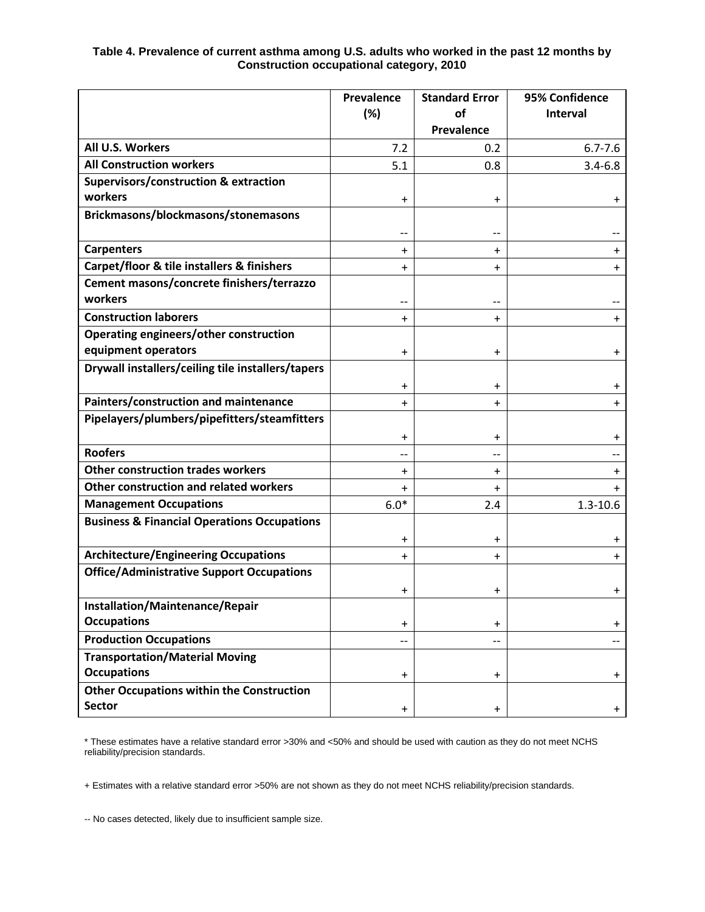**Table 4. Prevalence of current asthma among U.S. adults who worked in the past 12 months by Construction occupational category, 2010**

| | Prevalence (%) | Standard Error of Prevalence | 95% Confidence Interval |
|---|---|---|---|
| **All U.S. Workers** | 7.2 | 0.2 | 6.7-7.6 |
| **All Construction workers** | 5.1 | 0.8 | 3.4-6.8 |
| **Supervisors/construction & extraction workers** | + | + | + |
| **Brickmasons/blockmasons/stonemasons** | -- | -- | -- |
| **Carpenters** | + | + | + |
| **Carpet/floor & tile installers & finishers** | + | + | + |
| **Cement masons/concrete finishers/terrazzo workers** | -- | -- | -- |
| **Construction laborers** | + | + | + |
| **Operating engineers/other construction equipment operators** | + | + | + |
| **Drywall installers/ceiling tile installers/tapers** | + | + | + |
| **Painters/construction and maintenance** | + | + | + |
| **Pipelayers/plumbers/pipefitters/steamfitters** | + | + | + |
| **Roofers** | -- | -- | -- |
| **Other construction trades workers** | + | + | + |
| **Other construction and related workers** | + | + | + |
| **Management Occupations** | 6.0* | 2.4 | 1.3-10.6 |
| **Business & Financial Operations Occupations** | + | + | + |
| **Architecture/Engineering Occupations** | + | + | + |
| **Office/Administrative Support Occupations** | + | + | + |
| **Installation/Maintenance/Repair Occupations** | + | + | + |
| **Production Occupations** | -- | -- | -- |
| **Transportation/Material Moving Occupations** | + | + | + |
| **Other Occupations within the Construction Sector** | + | + | + |

* These estimates have a relative standard error >30% and <50% and should be used with caution as they do not meet NCHS reliability/precision standards.

+ Estimates with a relative standard error >50% are not shown as they do not meet NCHS reliability/precision standards.

-- No cases detected, likely due to insufficient sample size.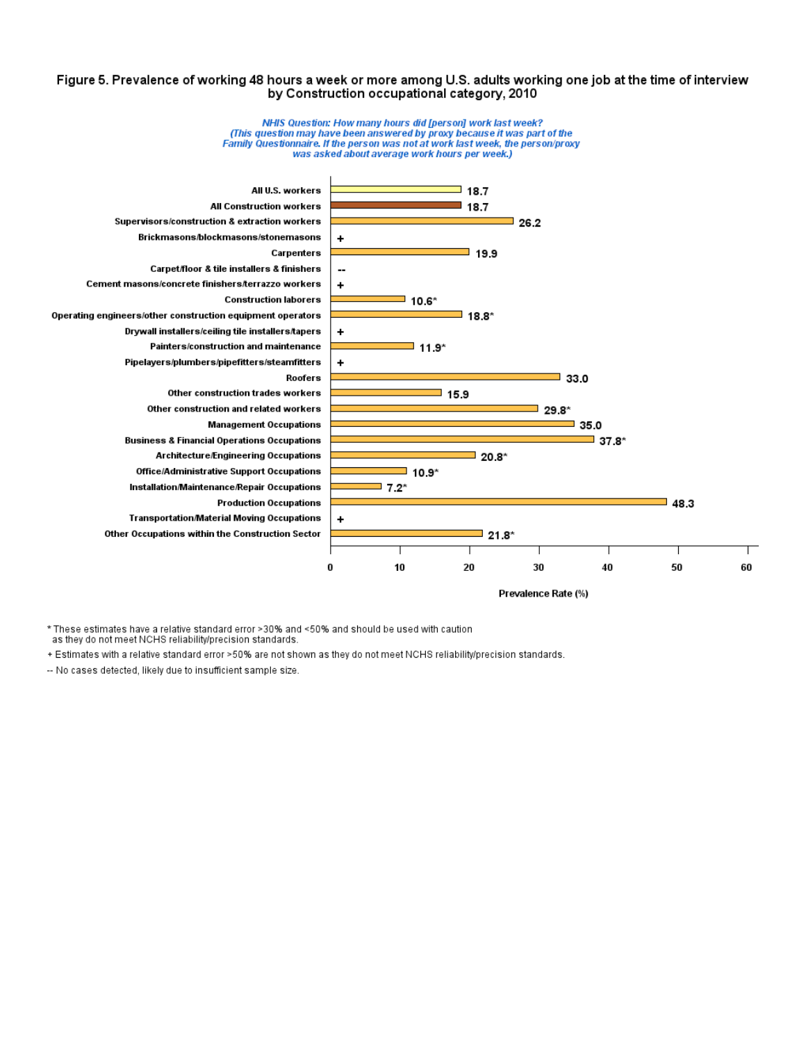# Figure 5. Prevalence of working 48 hours a week or more among U.S. adults working one job at the time of interview by Construction occupational category, 2010

*NHIS Question: How many hours did [person] work last week? (This question may have been answered by proxy because it was part of the Family Questionnaire. If the person was not at work last week, the person/proxy was asked about average work hours per week.)*

| Occupational category | Prevalence Rate (%) |
|---|---|
| All U.S. workers | 18.7 |
| All Construction workers | 18.7 |
| Supervisors/construction & extraction workers | 26.2 |
| Brickmasons/blockmasons/stonemasons | + |
| Carpenters | 19.9 |
| Carpet/floor & tile installers & finishers | -- |
| Cement masons/concrete finishers/terrazzo workers | + |
| Construction laborers | 10.6* |
| Operating engineers/other construction equipment operators | 18.8* |
| Drywall installers/ceiling tile installers/tapers | + |
| Painters/construction and maintenance | 11.9* |
| Pipelayers/plumbers/pipefitters/steamfitters | + |
| Roofers | 33.0 |
| Other construction trades workers | 15.9 |
| Other construction and related workers | 29.8* |
| Management Occupations | 35.0 |
| Business & Financial Operations Occupations | 37.8* |
| Architecture/Engineering Occupations | 20.8* |
| Office/Administrative Support Occupations | 10.9* |
| Installation/Maintenance/Repair Occupations | 7.2* |
| Production Occupations | 48.3 |
| Transportation/Material Moving Occupations | + |
| Other Occupations within the Construction Sector | 21.8* |

\* These estimates have a relative standard error >30% and <50% and should be used with caution as they do not meet NCHS reliability/precision standards.

+ Estimates with a relative standard error >50% are not shown as they do not meet NCHS reliability/precision standards.

-- No cases detected, likely due to insufficient sample size.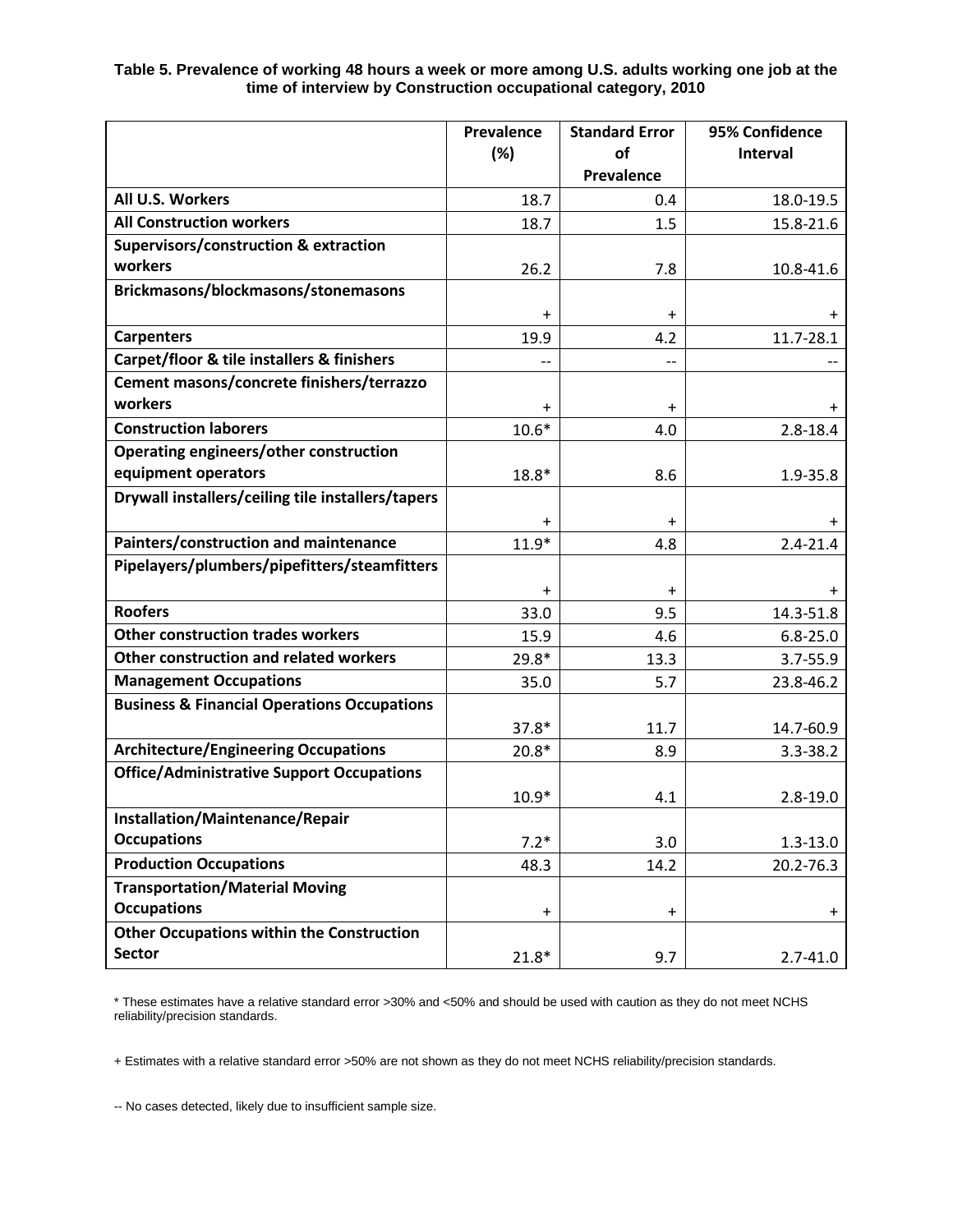**Table 5. Prevalence of working 48 hours a week or more among U.S. adults working one job at the time of interview by Construction occupational category, 2010**

| | Prevalence (%) | Standard Error of Prevalence | 95% Confidence Interval |
|---|---|---|---|
| **All U.S. Workers** | 18.7 | 0.4 | 18.0-19.5 |
| **All Construction workers** | 18.7 | 1.5 | 15.8-21.6 |
| **Supervisors/construction & extraction workers** | 26.2 | 7.8 | 10.8-41.6 |
| **Brickmasons/blockmasons/stonemasons** | + | + | + |
| **Carpenters** | 19.9 | 4.2 | 11.7-28.1 |
| **Carpet/floor & tile installers & finishers** | -- | -- | -- |
| **Cement masons/concrete finishers/terrazzo workers** | + | + | + |
| **Construction laborers** | 10.6* | 4.0 | 2.8-18.4 |
| **Operating engineers/other construction equipment operators** | 18.8* | 8.6 | 1.9-35.8 |
| **Drywall installers/ceiling tile installers/tapers** | + | + | + |
| **Painters/construction and maintenance** | 11.9* | 4.8 | 2.4-21.4 |
| **Pipelayers/plumbers/pipefitters/steamfitters** | + | + | + |
| **Roofers** | 33.0 | 9.5 | 14.3-51.8 |
| **Other construction trades workers** | 15.9 | 4.6 | 6.8-25.0 |
| **Other construction and related workers** | 29.8* | 13.3 | 3.7-55.9 |
| **Management Occupations** | 35.0 | 5.7 | 23.8-46.2 |
| **Business & Financial Operations Occupations** | 37.8* | 11.7 | 14.7-60.9 |
| **Architecture/Engineering Occupations** | 20.8* | 8.9 | 3.3-38.2 |
| **Office/Administrative Support Occupations** | 10.9* | 4.1 | 2.8-19.0 |
| **Installation/Maintenance/Repair Occupations** | 7.2* | 3.0 | 1.3-13.0 |
| **Production Occupations** | 48.3 | 14.2 | 20.2-76.3 |
| **Transportation/Material Moving Occupations** | + | + | + |
| **Other Occupations within the Construction Sector** | 21.8* | 9.7 | 2.7-41.0 |

* These estimates have a relative standard error >30% and <50% and should be used with caution as they do not meet NCHS reliability/precision standards.

+ Estimates with a relative standard error >50% are not shown as they do not meet NCHS reliability/precision standards.

-- No cases detected, likely due to insufficient sample size.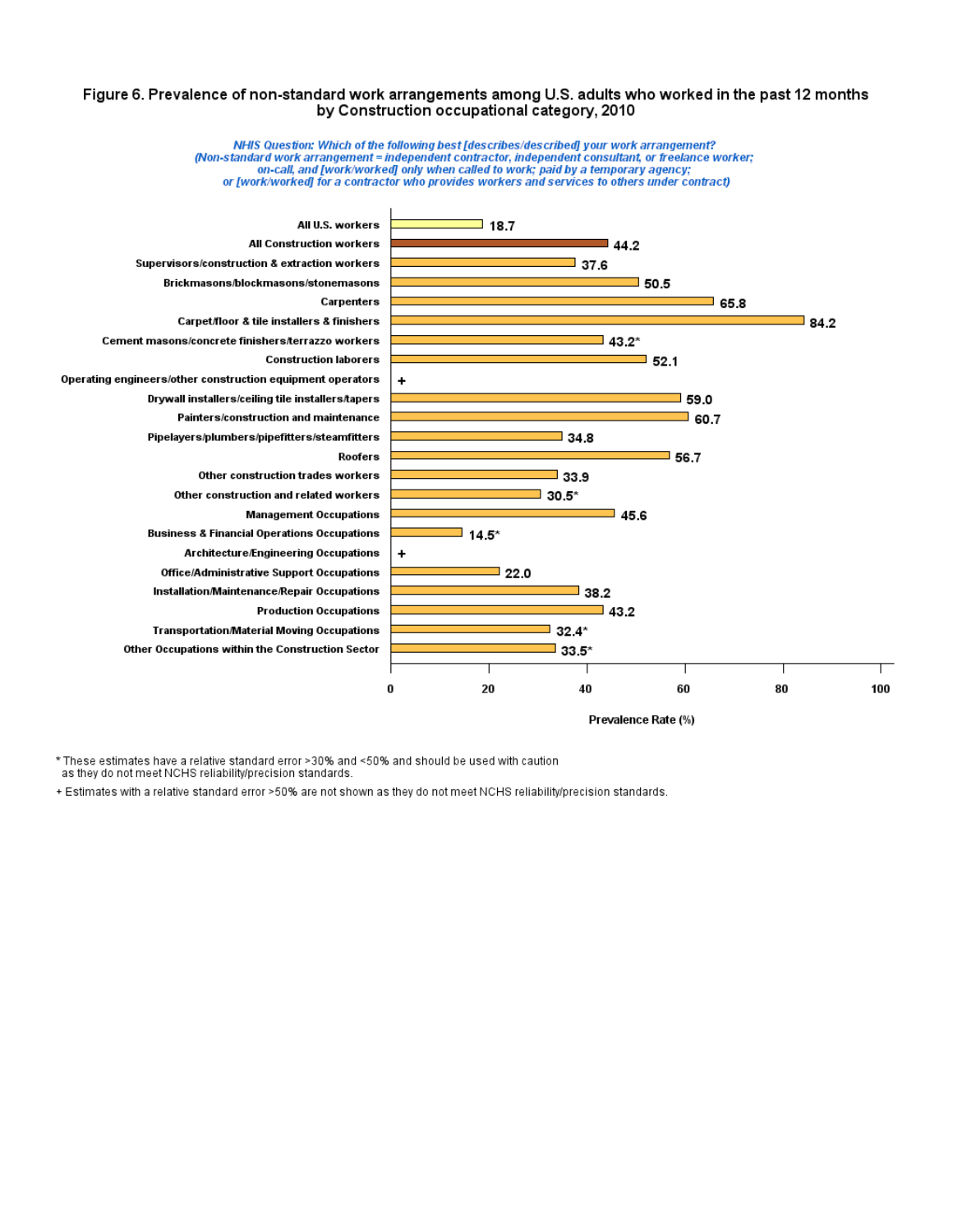# Figure 6. Prevalence of non-standard work arrangements among U.S. adults who worked in the past 12 months by Construction occupational category, 2010

*NHIS Question: Which of the following best [describes/described] your work arrangement?*
*(Non-standard work arrangement = independent contractor, independent consultant, or freelance worker;*
*on-call, and [work/worked] only when called to work; paid by a temporary agency;*
*or [work/worked] for a contractor who provides workers and services to others under contract)*

All U.S. workers 18.7
All Construction workers 44.2
Supervisors/construction & extraction workers 37.6
Brickmasons/blockmasons/stonemasons 50.5
Carpenters 65.8
Carpet/floor & tile installers & finishers 84.2
Cement masons/concrete finishers/terrazzo workers 43.2*
Construction laborers 52.1
Operating engineers/other construction equipment operators +
Drywall installers/ceiling tile installers/tapers 59.0
Painters/construction and maintenance 60.7
Pipelayers/plumbers/pipefitters/steamfitters 34.8
Roofers 56.7
Other construction trades workers 33.9
Other construction and related workers 30.5*
Management Occupations 45.6
Business & Financial Operations Occupations 14.5*
Architecture/Engineering Occupations +
Office/Administrative Support Occupations 22.0
Installation/Maintenance/Repair Occupations 38.2
Production Occupations 43.2
Transportation/Material Moving Occupations 32.4*
Other Occupations within the Construction Sector 33.5*

0 20 40 60 80 100

Prevalence Rate (%)

\* These estimates have a relative standard error >30% and <50% and should be used with caution as they do not meet NCHS reliability/precision standards.

\+ Estimates with a relative standard error >50% are not shown as they do not meet NCHS reliability/precision standards.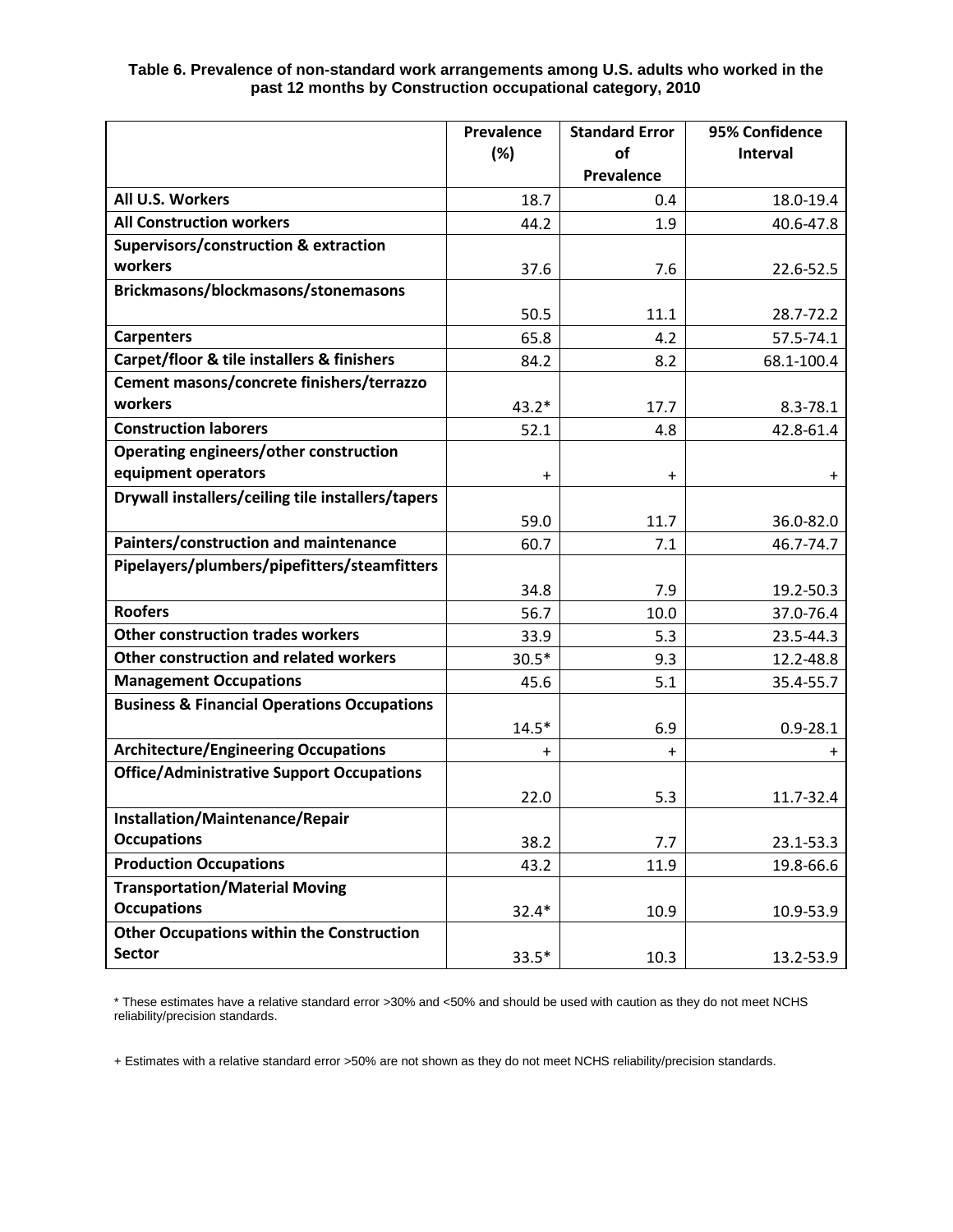**Table 6. Prevalence of non-standard work arrangements among U.S. adults who worked in the past 12 months by Construction occupational category, 2010**

| | Prevalence (%) | Standard Error of Prevalence | 95% Confidence Interval |
|---|---|---|---|
| **All U.S. Workers** | 18.7 | 0.4 | 18.0-19.4 |
| **All Construction workers** | 44.2 | 1.9 | 40.6-47.8 |
| **Supervisors/construction & extraction workers** | 37.6 | 7.6 | 22.6-52.5 |
| **Brickmasons/blockmasons/stonemasons** | 50.5 | 11.1 | 28.7-72.2 |
| **Carpenters** | 65.8 | 4.2 | 57.5-74.1 |
| **Carpet/floor & tile installers & finishers** | 84.2 | 8.2 | 68.1-100.4 |
| **Cement masons/concrete finishers/terrazzo workers** | 43.2* | 17.7 | 8.3-78.1 |
| **Construction laborers** | 52.1 | 4.8 | 42.8-61.4 |
| **Operating engineers/other construction equipment operators** | + | + | + |
| **Drywall installers/ceiling tile installers/tapers** | 59.0 | 11.7 | 36.0-82.0 |
| **Painters/construction and maintenance** | 60.7 | 7.1 | 46.7-74.7 |
| **Pipelayers/plumbers/pipefitters/steamfitters** | 34.8 | 7.9 | 19.2-50.3 |
| **Roofers** | 56.7 | 10.0 | 37.0-76.4 |
| **Other construction trades workers** | 33.9 | 5.3 | 23.5-44.3 |
| **Other construction and related workers** | 30.5* | 9.3 | 12.2-48.8 |
| **Management Occupations** | 45.6 | 5.1 | 35.4-55.7 |
| **Business & Financial Operations Occupations** | 14.5* | 6.9 | 0.9-28.1 |
| **Architecture/Engineering Occupations** | + | + | + |
| **Office/Administrative Support Occupations** | 22.0 | 5.3 | 11.7-32.4 |
| **Installation/Maintenance/Repair Occupations** | 38.2 | 7.7 | 23.1-53.3 |
| **Production Occupations** | 43.2 | 11.9 | 19.8-66.6 |
| **Transportation/Material Moving Occupations** | 32.4* | 10.9 | 10.9-53.9 |
| **Other Occupations within the Construction Sector** | 33.5* | 10.3 | 13.2-53.9 |

* These estimates have a relative standard error >30% and <50% and should be used with caution as they do not meet NCHS reliability/precision standards.

+ Estimates with a relative standard error >50% are not shown as they do not meet NCHS reliability/precision standards.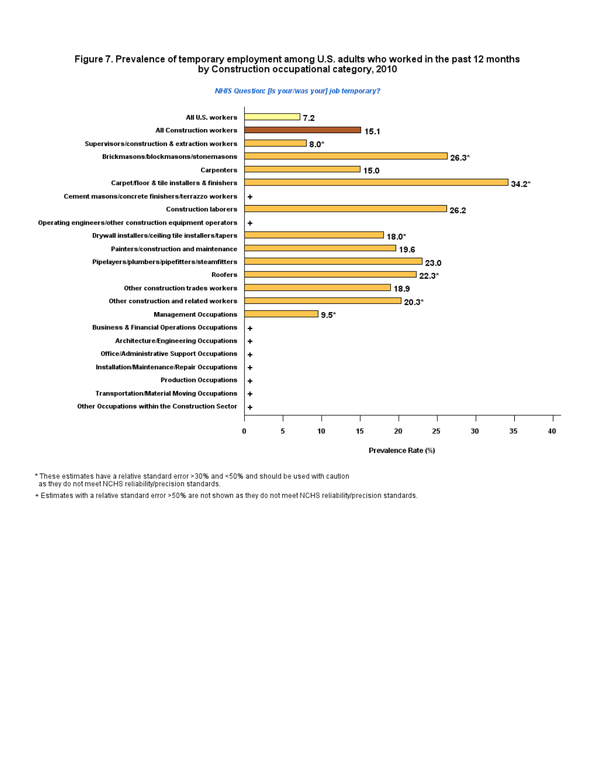# Figure 7. Prevalence of temporary employment among U.S. adults who worked in the past 12 months by Construction occupational category, 2010

*NHIS Question: [Is your/was your] job temporary?*

All U.S. workers 7.2
All Construction workers 15.1
Supervisors/construction & extraction workers 8.0*
Brickmasons/blockmasons/stonemasons 26.3*
Carpenters 15.0
Carpet/floor & tile installers & finishers 34.2*
Cement masons/concrete finishers/terrazzo workers +
Construction laborers 26.2
Operating engineers/other construction equipment operators +
Drywall installers/ceiling tile installers/tapers 18.0*
Painters/construction and maintenance 19.6
Pipelayers/plumbers/pipefitters/steamfitters 23.0
Roofers 22.3*
Other construction trades workers 18.9
Other construction and related workers 20.3*
Management Occupations 9.5*
Business & Financial Operations Occupations +
Architecture/Engineering Occupations +
Office/Administrative Support Occupations +
Installation/Maintenance/Repair Occupations +
Production Occupations +
Transportation/Material Moving Occupations +
Other Occupations within the Construction Sector +

0 5 10 15 20 25 30 35 40

Prevalence Rate (%)

\* These estimates have a relative standard error >30% and <50% and should be used with caution as they do not meet NCHS reliability/precision standards.

\+ Estimates with a relative standard error >50% are not shown as they do not meet NCHS reliability/precision standards.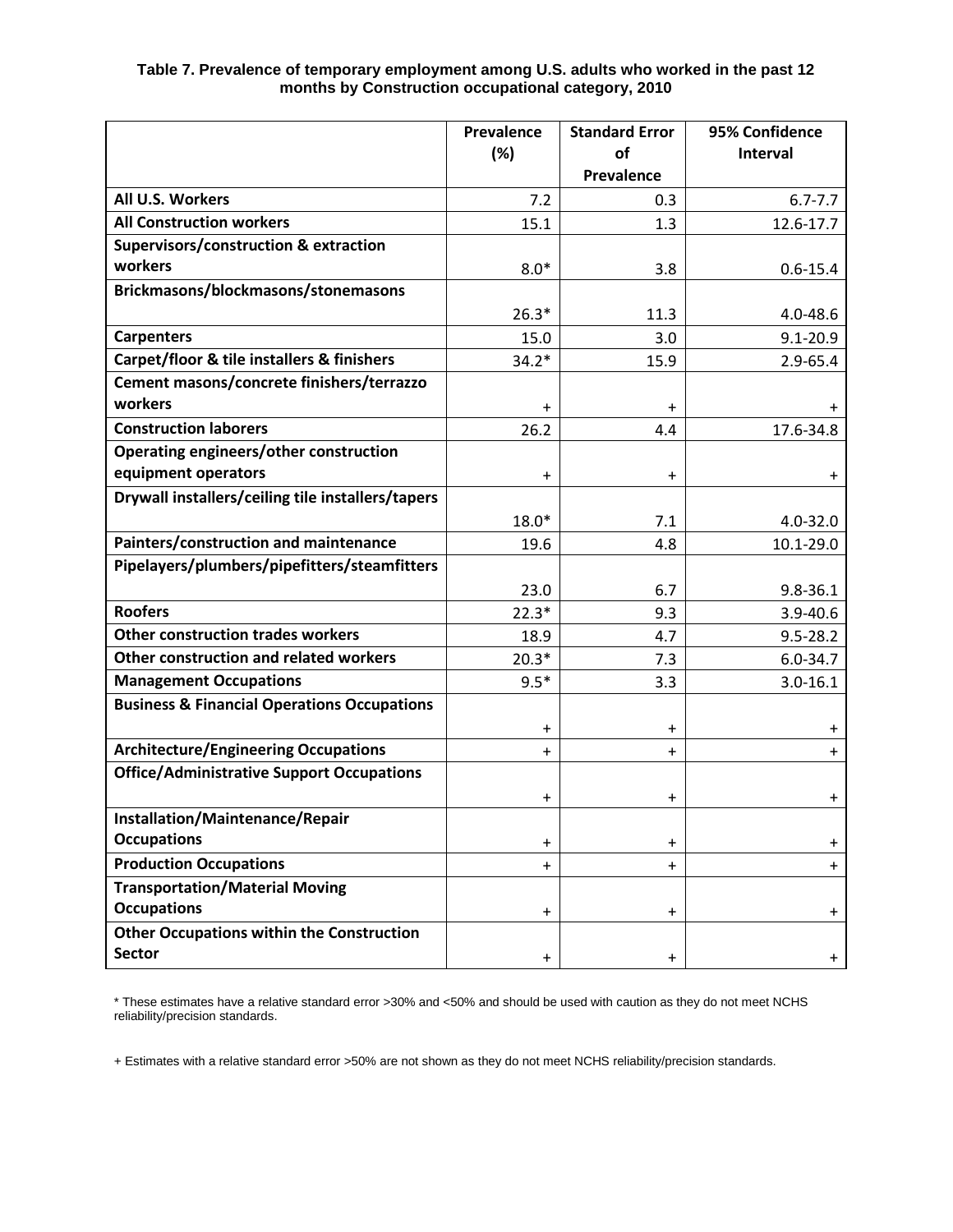**Table 7. Prevalence of temporary employment among U.S. adults who worked in the past 12 months by Construction occupational category, 2010**

| | Prevalence (%) | Standard Error of Prevalence | 95% Confidence Interval |
|---|---|---|---|
| **All U.S. Workers** | 7.2 | 0.3 | 6.7-7.7 |
| **All Construction workers** | 15.1 | 1.3 | 12.6-17.7 |
| **Supervisors/construction & extraction workers** | 8.0* | 3.8 | 0.6-15.4 |
| **Brickmasons/blockmasons/stonemasons** | 26.3* | 11.3 | 4.0-48.6 |
| **Carpenters** | 15.0 | 3.0 | 9.1-20.9 |
| **Carpet/floor & tile installers & finishers** | 34.2* | 15.9 | 2.9-65.4 |
| **Cement masons/concrete finishers/terrazzo workers** | + | + | + |
| **Construction laborers** | 26.2 | 4.4 | 17.6-34.8 |
| **Operating engineers/other construction equipment operators** | + | + | + |
| **Drywall installers/ceiling tile installers/tapers** | 18.0* | 7.1 | 4.0-32.0 |
| **Painters/construction and maintenance** | 19.6 | 4.8 | 10.1-29.0 |
| **Pipelayers/plumbers/pipefitters/steamfitters** | 23.0 | 6.7 | 9.8-36.1 |
| **Roofers** | 22.3* | 9.3 | 3.9-40.6 |
| **Other construction trades workers** | 18.9 | 4.7 | 9.5-28.2 |
| **Other construction and related workers** | 20.3* | 7.3 | 6.0-34.7 |
| **Management Occupations** | 9.5* | 3.3 | 3.0-16.1 |
| **Business & Financial Operations Occupations** | + | + | + |
| **Architecture/Engineering Occupations** | + | + | + |
| **Office/Administrative Support Occupations** | + | + | + |
| **Installation/Maintenance/Repair Occupations** | + | + | + |
| **Production Occupations** | + | + | + |
| **Transportation/Material Moving Occupations** | + | + | + |
| **Other Occupations within the Construction Sector** | + | + | + |

* These estimates have a relative standard error >30% and <50% and should be used with caution as they do not meet NCHS reliability/precision standards.

+ Estimates with a relative standard error >50% are not shown as they do not meet NCHS reliability/precision standards.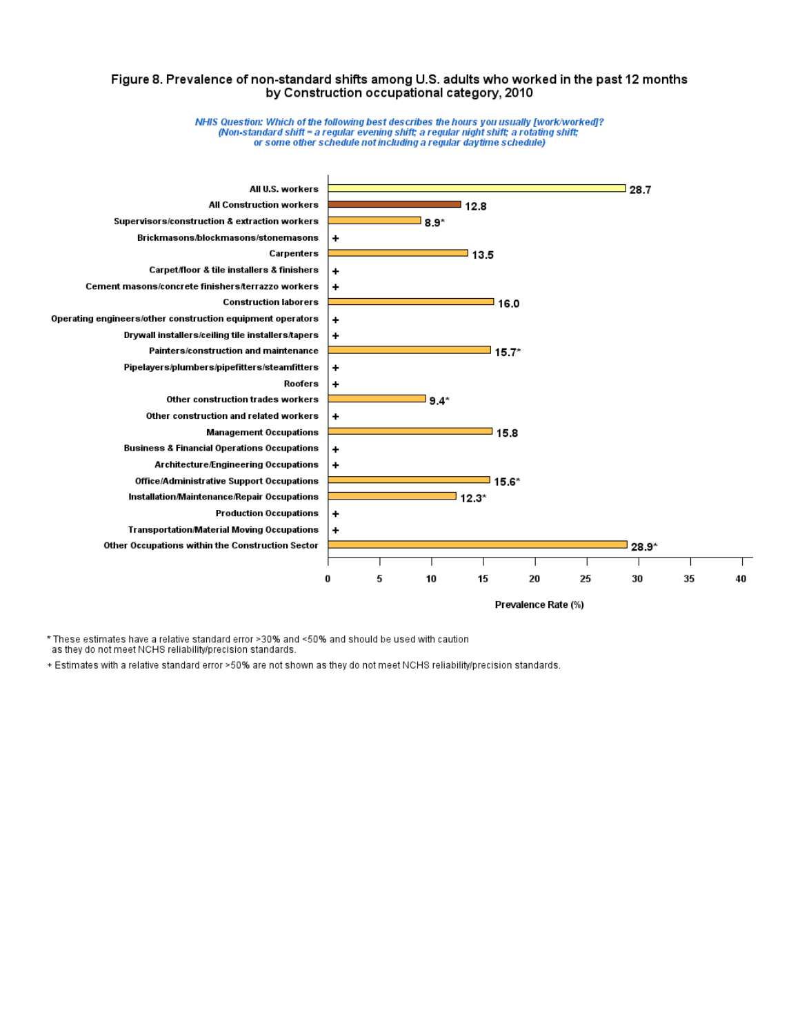# Figure 8. Prevalence of non-standard shifts among U.S. adults who worked in the past 12 months by Construction occupational category, 2010

*NHIS Question: Which of the following best describes the hours you usually [work/worked]? (Non-standard shift = a regular evening shift; a regular night shift; a rotating shift; or some other schedule not including a regular daytime schedule)*

| Category | Prevalence Rate (%) |
|---|---|
| All U.S. workers | 28.7 |
| All Construction workers | 12.8 |
| Supervisors/construction & extraction workers | 8.9* |
| Brickmasons/blockmasons/stonemasons | + |
| Carpenters | 13.5 |
| Carpet/floor & tile installers & finishers | + |
| Cement masons/concrete finishers/terrazzo workers | + |
| Construction laborers | 16.0 |
| Operating engineers/other construction equipment operators | + |
| Drywall installers/ceiling tile installers/tapers | + |
| Painters/construction and maintenance | 15.7* |
| Pipelayers/plumbers/pipefitters/steamfitters | + |
| Roofers | + |
| Other construction trades workers | 9.4* |
| Other construction and related workers | + |
| Management Occupations | 15.8 |
| Business & Financial Operations Occupations | + |
| Architecture/Engineering Occupations | + |
| Office/Administrative Support Occupations | 15.6* |
| Installation/Maintenance/Repair Occupations | 12.3* |
| Production Occupations | + |
| Transportation/Material Moving Occupations | + |
| Other Occupations within the Construction Sector | 28.9* |

\* These estimates have a relative standard error >30% and <50% and should be used with caution as they do not meet NCHS reliability/precision standards.

\+ Estimates with a relative standard error >50% are not shown as they do not meet NCHS reliability/precision standards.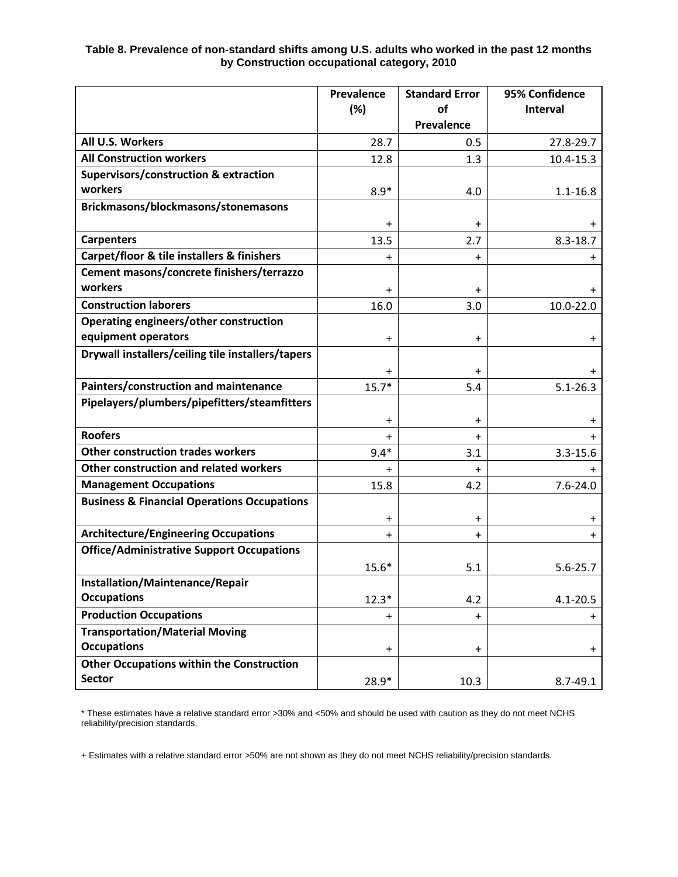**Table 8. Prevalence of non-standard shifts among U.S. adults who worked in the past 12 months by Construction occupational category, 2010**

| | Prevalence (%) | Standard Error of Prevalence | 95% Confidence Interval |
|---|---|---|---|
| **All U.S. Workers** | 28.7 | 0.5 | 27.8-29.7 |
| **All Construction workers** | 12.8 | 1.3 | 10.4-15.3 |
| **Supervisors/construction & extraction workers** | 8.9* | 4.0 | 1.1-16.8 |
| **Brickmasons/blockmasons/stonemasons** | + | + | + |
| **Carpenters** | 13.5 | 2.7 | 8.3-18.7 |
| **Carpet/floor & tile installers & finishers** | + | + | + |
| **Cement masons/concrete finishers/terrazzo workers** | + | + | + |
| **Construction laborers** | 16.0 | 3.0 | 10.0-22.0 |
| **Operating engineers/other construction equipment operators** | + | + | + |
| **Drywall installers/ceiling tile installers/tapers** | + | + | + |
| **Painters/construction and maintenance** | 15.7* | 5.4 | 5.1-26.3 |
| **Pipelayers/plumbers/pipefitters/steamfitters** | + | + | + |
| **Roofers** | + | + | + |
| **Other construction trades workers** | 9.4* | 3.1 | 3.3-15.6 |
| **Other construction and related workers** | + | + | + |
| **Management Occupations** | 15.8 | 4.2 | 7.6-24.0 |
| **Business & Financial Operations Occupations** | + | + | + |
| **Architecture/Engineering Occupations** | + | + | + |
| **Office/Administrative Support Occupations** | 15.6* | 5.1 | 5.6-25.7 |
| **Installation/Maintenance/Repair Occupations** | 12.3* | 4.2 | 4.1-20.5 |
| **Production Occupations** | + | + | + |
| **Transportation/Material Moving Occupations** | + | + | + |
| **Other Occupations within the Construction Sector** | 28.9* | 10.3 | 8.7-49.1 |

* These estimates have a relative standard error >30% and <50% and should be used with caution as they do not meet NCHS reliability/precision standards.

+ Estimates with a relative standard error >50% are not shown as they do not meet NCHS reliability/precision standards.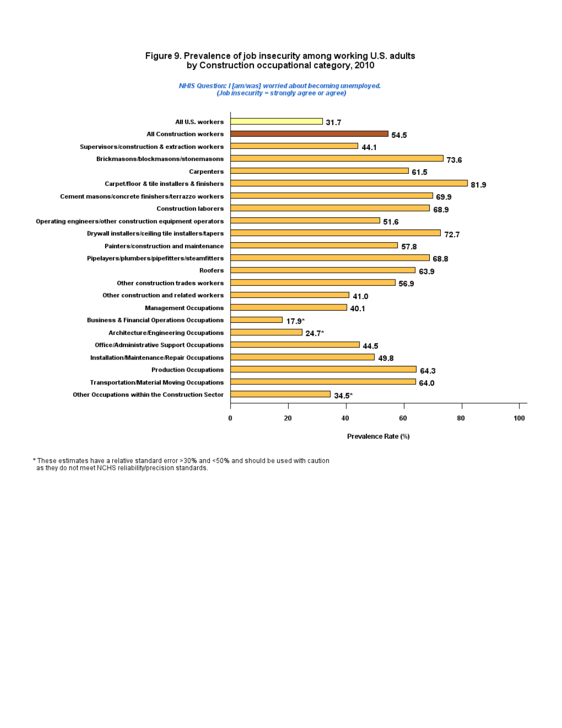Figure 9. Prevalence of job insecurity among working U.S. adults by Construction occupational category, 2010

*NHIS Question: I [am/was] worried about becoming unemployed.*
*(Job insecurity = strongly agree or agree)*

All U.S. workers 31.7
All Construction workers 54.5
Supervisors/construction & extraction workers 44.1
Brickmasons/blockmasons/stonemasons 73.6
Carpenters 61.5
Carpet/floor & tile installers & finishers 81.9
Cement masons/concrete finishers/terrazzo workers 69.9
Construction laborers 68.9
Operating engineers/other construction equipment operators 51.6
Drywall installers/ceiling tile installers/tapers 72.7
Painters/construction and maintenance 57.8
Pipelayers/plumbers/pipefitters/steamfitters 68.8
Roofers 63.9
Other construction trades workers 56.9
Other construction and related workers 41.0
Management Occupations 40.1
Business & Financial Operations Occupations 17.9*
Architecture/Engineering Occupations 24.7*
Office/Administrative Support Occupations 44.5
Installation/Maintenance/Repair Occupations 49.8
Production Occupations 64.3
Transportation/Material Moving Occupations 64.0
Other Occupations within the Construction Sector 34.5*

0 20 40 60 80 100

Prevalence Rate (%)

* These estimates have a relative standard error >30% and <50% and should be used with caution as they do not meet NCHS reliability/precision standards.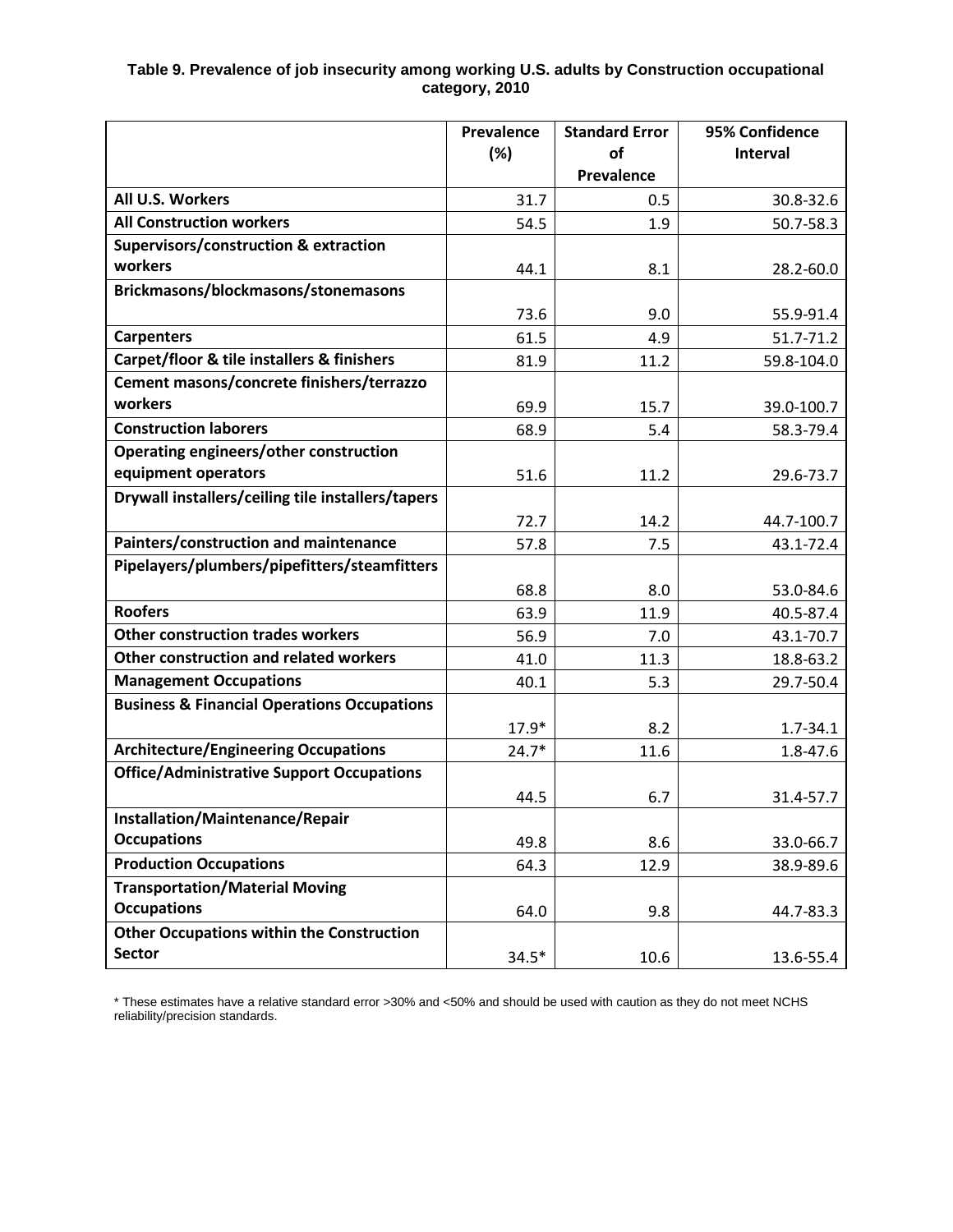**Table 9. Prevalence of job insecurity among working U.S. adults by Construction occupational category, 2010**

| | Prevalence (%) | Standard Error of Prevalence | 95% Confidence Interval |
|---|---|---|---|
| **All U.S. Workers** | 31.7 | 0.5 | 30.8-32.6 |
| **All Construction workers** | 54.5 | 1.9 | 50.7-58.3 |
| **Supervisors/construction & extraction workers** | 44.1 | 8.1 | 28.2-60.0 |
| **Brickmasons/blockmasons/stonemasons** | 73.6 | 9.0 | 55.9-91.4 |
| **Carpenters** | 61.5 | 4.9 | 51.7-71.2 |
| **Carpet/floor & tile installers & finishers** | 81.9 | 11.2 | 59.8-104.0 |
| **Cement masons/concrete finishers/terrazzo workers** | 69.9 | 15.7 | 39.0-100.7 |
| **Construction laborers** | 68.9 | 5.4 | 58.3-79.4 |
| **Operating engineers/other construction equipment operators** | 51.6 | 11.2 | 29.6-73.7 |
| **Drywall installers/ceiling tile installers/tapers** | 72.7 | 14.2 | 44.7-100.7 |
| **Painters/construction and maintenance** | 57.8 | 7.5 | 43.1-72.4 |
| **Pipelayers/plumbers/pipefitters/steamfitters** | 68.8 | 8.0 | 53.0-84.6 |
| **Roofers** | 63.9 | 11.9 | 40.5-87.4 |
| **Other construction trades workers** | 56.9 | 7.0 | 43.1-70.7 |
| **Other construction and related workers** | 41.0 | 11.3 | 18.8-63.2 |
| **Management Occupations** | 40.1 | 5.3 | 29.7-50.4 |
| **Business & Financial Operations Occupations** | 17.9* | 8.2 | 1.7-34.1 |
| **Architecture/Engineering Occupations** | 24.7* | 11.6 | 1.8-47.6 |
| **Office/Administrative Support Occupations** | 44.5 | 6.7 | 31.4-57.7 |
| **Installation/Maintenance/Repair Occupations** | 49.8 | 8.6 | 33.0-66.7 |
| **Production Occupations** | 64.3 | 12.9 | 38.9-89.6 |
| **Transportation/Material Moving Occupations** | 64.0 | 9.8 | 44.7-83.3 |
| **Other Occupations within the Construction Sector** | 34.5* | 10.6 | 13.6-55.4 |

* These estimates have a relative standard error >30% and <50% and should be used with caution as they do not meet NCHS reliability/precision standards.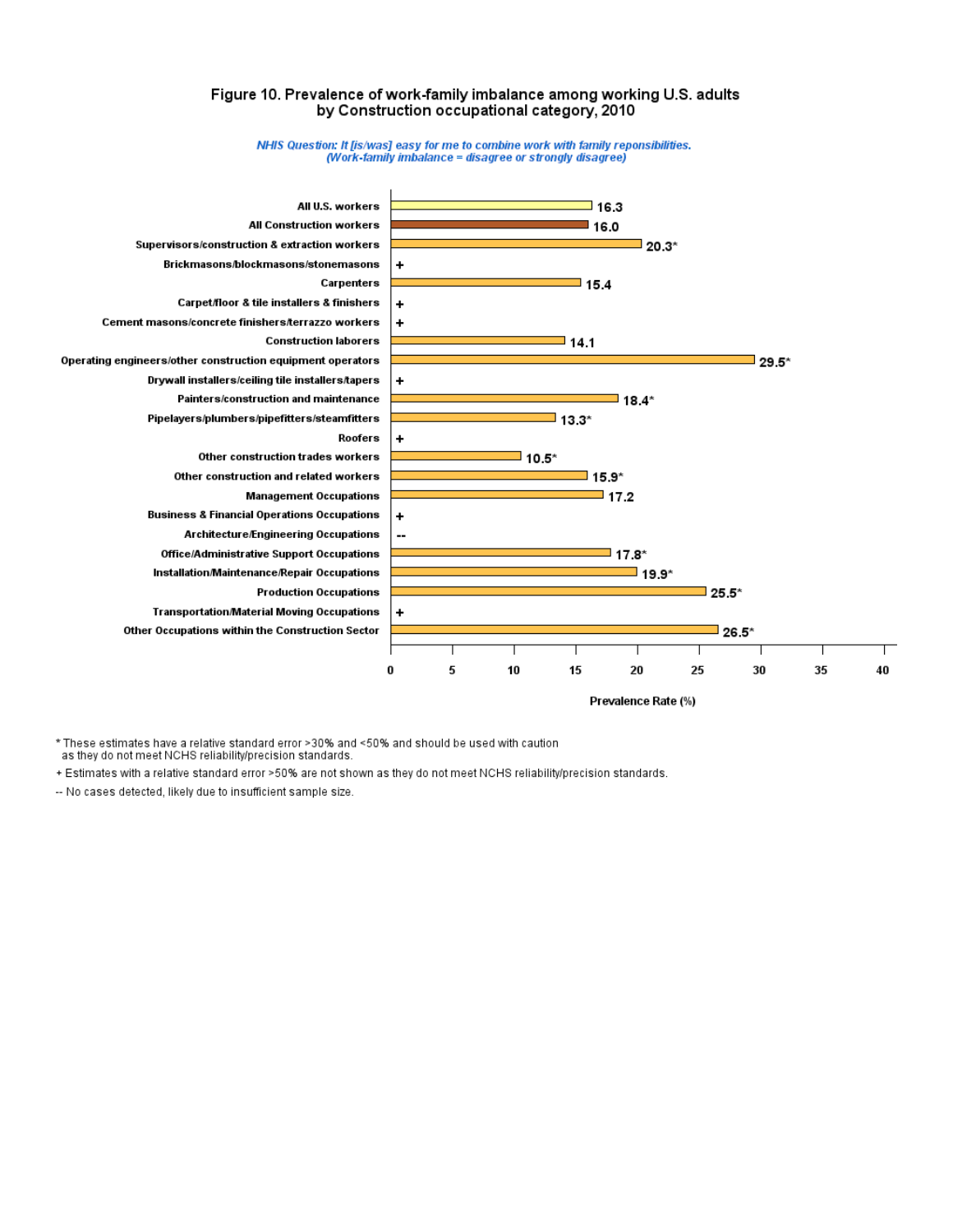Figure 10. Prevalence of work-family imbalance among working U.S. adults by Construction occupational category, 2010

*NHIS Question: It [is/was] easy for me to combine work with family reponsibilities. (Work-family imbalance = disagree or strongly disagree)*

All U.S. workers 16.3
All Construction workers 16.0
Supervisors/construction & extraction workers 20.3*
Brickmasons/blockmasons/stonemasons +
Carpenters 15.4
Carpet/floor & tile installers & finishers +
Cement masons/concrete finishers/terrazzo workers +
Construction laborers 14.1
Operating engineers/other construction equipment operators 29.5*
Drywall installers/ceiling tile installers/tapers +
Painters/construction and maintenance 18.4*
Pipelayers/plumbers/pipefitters/steamfitters 13.3*
Roofers +
Other construction trades workers 10.5*
Other construction and related workers 15.9*
Management Occupations 17.2
Business & Financial Operations Occupations +
Architecture/Engineering Occupations --
Office/Administrative Support Occupations 17.8*
Installation/Maintenance/Repair Occupations 19.9*
Production Occupations 25.5*
Transportation/Material Moving Occupations +
Other Occupations within the Construction Sector 26.5*

0 5 10 15 20 25 30 35 40

Prevalence Rate (%)

* These estimates have a relative standard error >30% and <50% and should be used with caution as they do not meet NCHS reliability/precision standards.

+ Estimates with a relative standard error >50% are not shown as they do not meet NCHS reliability/precision standards.

-- No cases detected, likely due to insufficient sample size.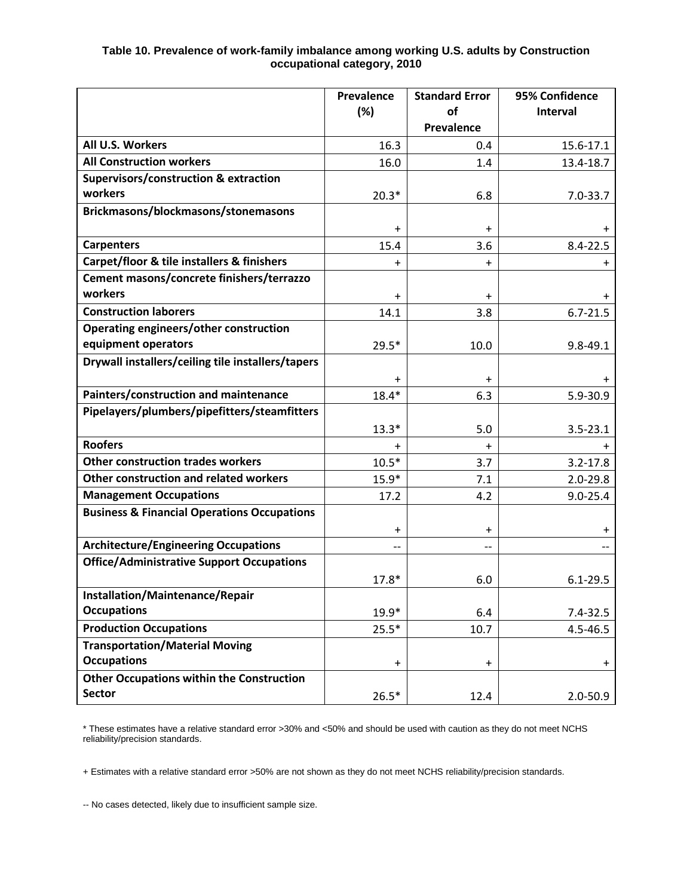**Table 10. Prevalence of work-family imbalance among working U.S. adults by Construction occupational category, 2010**

| | Prevalence (%) | Standard Error of Prevalence | 95% Confidence Interval |
|---|---|---|---|
| **All U.S. Workers** | 16.3 | 0.4 | 15.6-17.1 |
| **All Construction workers** | 16.0 | 1.4 | 13.4-18.7 |
| **Supervisors/construction & extraction workers** | 20.3* | 6.8 | 7.0-33.7 |
| **Brickmasons/blockmasons/stonemasons** | + | + | + |
| **Carpenters** | 15.4 | 3.6 | 8.4-22.5 |
| **Carpet/floor & tile installers & finishers** | + | + | + |
| **Cement masons/concrete finishers/terrazzo workers** | + | + | + |
| **Construction laborers** | 14.1 | 3.8 | 6.7-21.5 |
| **Operating engineers/other construction equipment operators** | 29.5* | 10.0 | 9.8-49.1 |
| **Drywall installers/ceiling tile installers/tapers** | + | + | + |
| **Painters/construction and maintenance** | 18.4* | 6.3 | 5.9-30.9 |
| **Pipelayers/plumbers/pipefitters/steamfitters** | 13.3* | 5.0 | 3.5-23.1 |
| **Roofers** | + | + | + |
| **Other construction trades workers** | 10.5* | 3.7 | 3.2-17.8 |
| **Other construction and related workers** | 15.9* | 7.1 | 2.0-29.8 |
| **Management Occupations** | 17.2 | 4.2 | 9.0-25.4 |
| **Business & Financial Operations Occupations** | + | + | + |
| **Architecture/Engineering Occupations** | -- | -- | -- |
| **Office/Administrative Support Occupations** | 17.8* | 6.0 | 6.1-29.5 |
| **Installation/Maintenance/Repair Occupations** | 19.9* | 6.4 | 7.4-32.5 |
| **Production Occupations** | 25.5* | 10.7 | 4.5-46.5 |
| **Transportation/Material Moving Occupations** | + | + | + |
| **Other Occupations within the Construction Sector** | 26.5* | 12.4 | 2.0-50.9 |

* These estimates have a relative standard error >30% and <50% and should be used with caution as they do not meet NCHS reliability/precision standards.

+ Estimates with a relative standard error >50% are not shown as they do not meet NCHS reliability/precision standards.

-- No cases detected, likely due to insufficient sample size.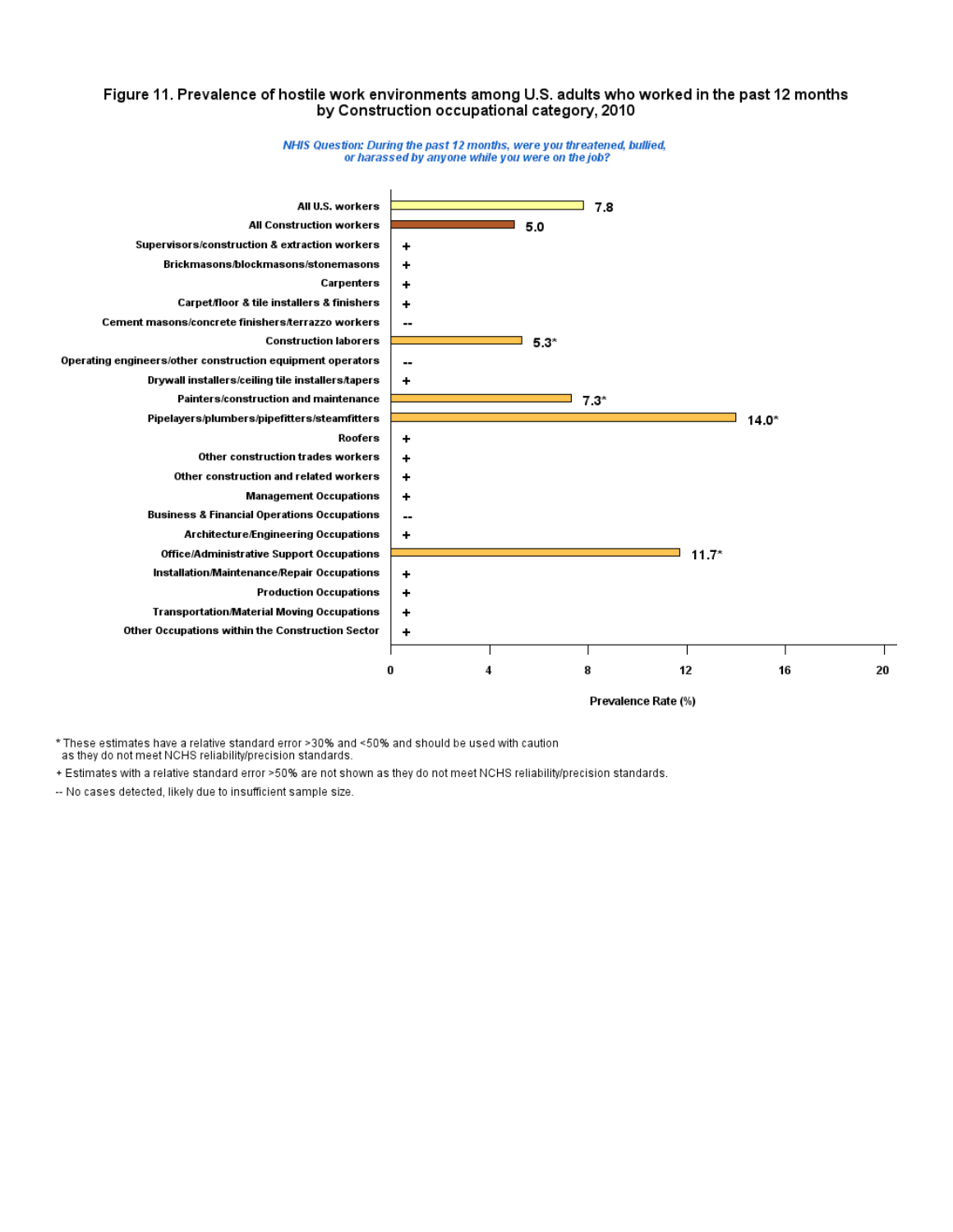**Figure 11. Prevalence of hostile work environments among U.S. adults who worked in the past 12 months by Construction occupational category, 2010**

*NHIS Question: During the past 12 months, were you threatened, bullied, or harassed by anyone while you were on the job?*

All U.S. workers 7.8
All Construction workers 5.0
Supervisors/construction & extraction workers +
Brickmasons/blockmasons/stonemasons +
Carpenters +
Carpet/floor & tile installers & finishers +
Cement masons/concrete finishers/terrazzo workers --
Construction laborers 5.3*
Operating engineers/other construction equipment operators --
Drywall installers/ceiling tile installers/tapers +
Painters/construction and maintenance 7.3*
Pipelayers/plumbers/pipefitters/steamfitters 14.0*
Roofers +
Other construction trades workers +
Other construction and related workers +
Management Occupations +
Business & Financial Operations Occupations --
Architecture/Engineering Occupations +
Office/Administrative Support Occupations 11.7*
Installation/Maintenance/Repair Occupations +
Production Occupations +
Transportation/Material Moving Occupations +
Other Occupations within the Construction Sector +

0 4 8 12 16 20

Prevalence Rate (%)

\* These estimates have a relative standard error >30% and <50% and should be used with caution as they do not meet NCHS reliability/precision standards.

\+ Estimates with a relative standard error >50% are not shown as they do not meet NCHS reliability/precision standards.

-- No cases detected, likely due to insufficient sample size.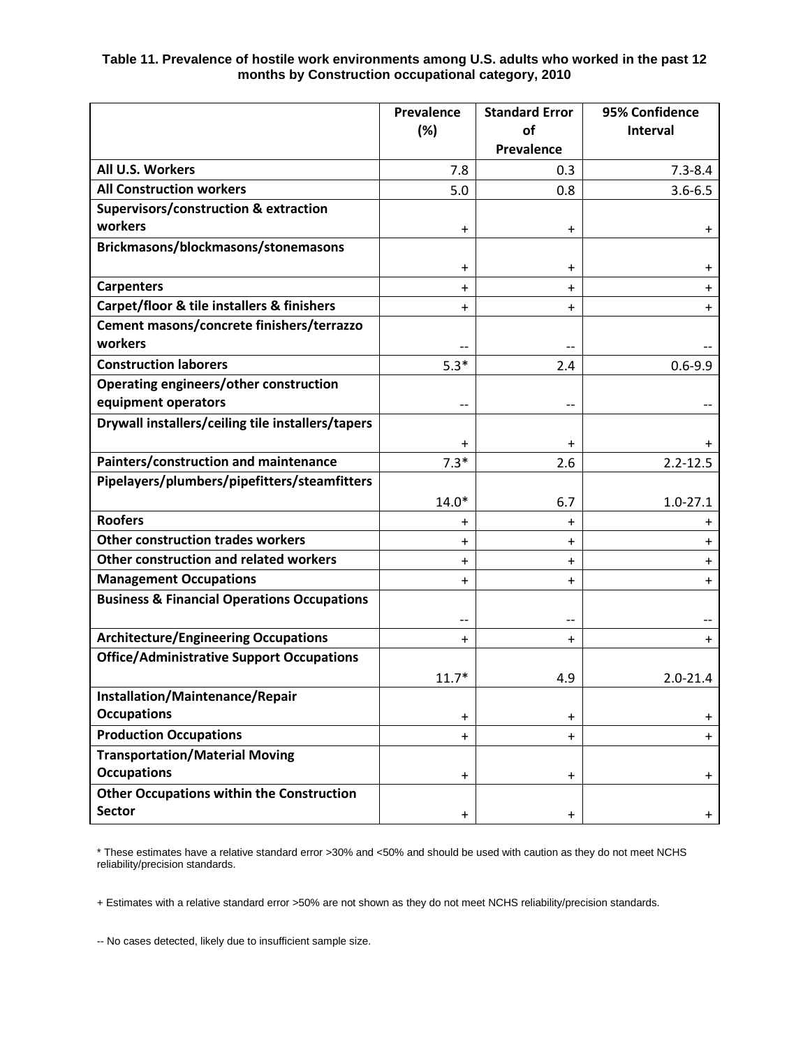**Table 11. Prevalence of hostile work environments among U.S. adults who worked in the past 12 months by Construction occupational category, 2010**

| | Prevalence (%) | Standard Error of Prevalence | 95% Confidence Interval |
|---|---|---|---|
| **All U.S. Workers** | 7.8 | 0.3 | 7.3-8.4 |
| **All Construction workers** | 5.0 | 0.8 | 3.6-6.5 |
| **Supervisors/construction & extraction workers** | + | + | + |
| **Brickmasons/blockmasons/stonemasons** | + | + | + |
| **Carpenters** | + | + | + |
| **Carpet/floor & tile installers & finishers** | + | + | + |
| **Cement masons/concrete finishers/terrazzo workers** | -- | -- | -- |
| **Construction laborers** | 5.3* | 2.4 | 0.6-9.9 |
| **Operating engineers/other construction equipment operators** | -- | -- | -- |
| **Drywall installers/ceiling tile installers/tapers** | + | + | + |
| **Painters/construction and maintenance** | 7.3* | 2.6 | 2.2-12.5 |
| **Pipelayers/plumbers/pipefitters/steamfitters** | 14.0* | 6.7 | 1.0-27.1 |
| **Roofers** | + | + | + |
| **Other construction trades workers** | + | + | + |
| **Other construction and related workers** | + | + | + |
| **Management Occupations** | + | + | + |
| **Business & Financial Operations Occupations** | -- | -- | -- |
| **Architecture/Engineering Occupations** | + | + | + |
| **Office/Administrative Support Occupations** | 11.7* | 4.9 | 2.0-21.4 |
| **Installation/Maintenance/Repair Occupations** | + | + | + |
| **Production Occupations** | + | + | + |
| **Transportation/Material Moving Occupations** | + | + | + |
| **Other Occupations within the Construction Sector** | + | + | + |

* These estimates have a relative standard error >30% and <50% and should be used with caution as they do not meet NCHS reliability/precision standards.

+ Estimates with a relative standard error >50% are not shown as they do not meet NCHS reliability/precision standards.

-- No cases detected, likely due to insufficient sample size.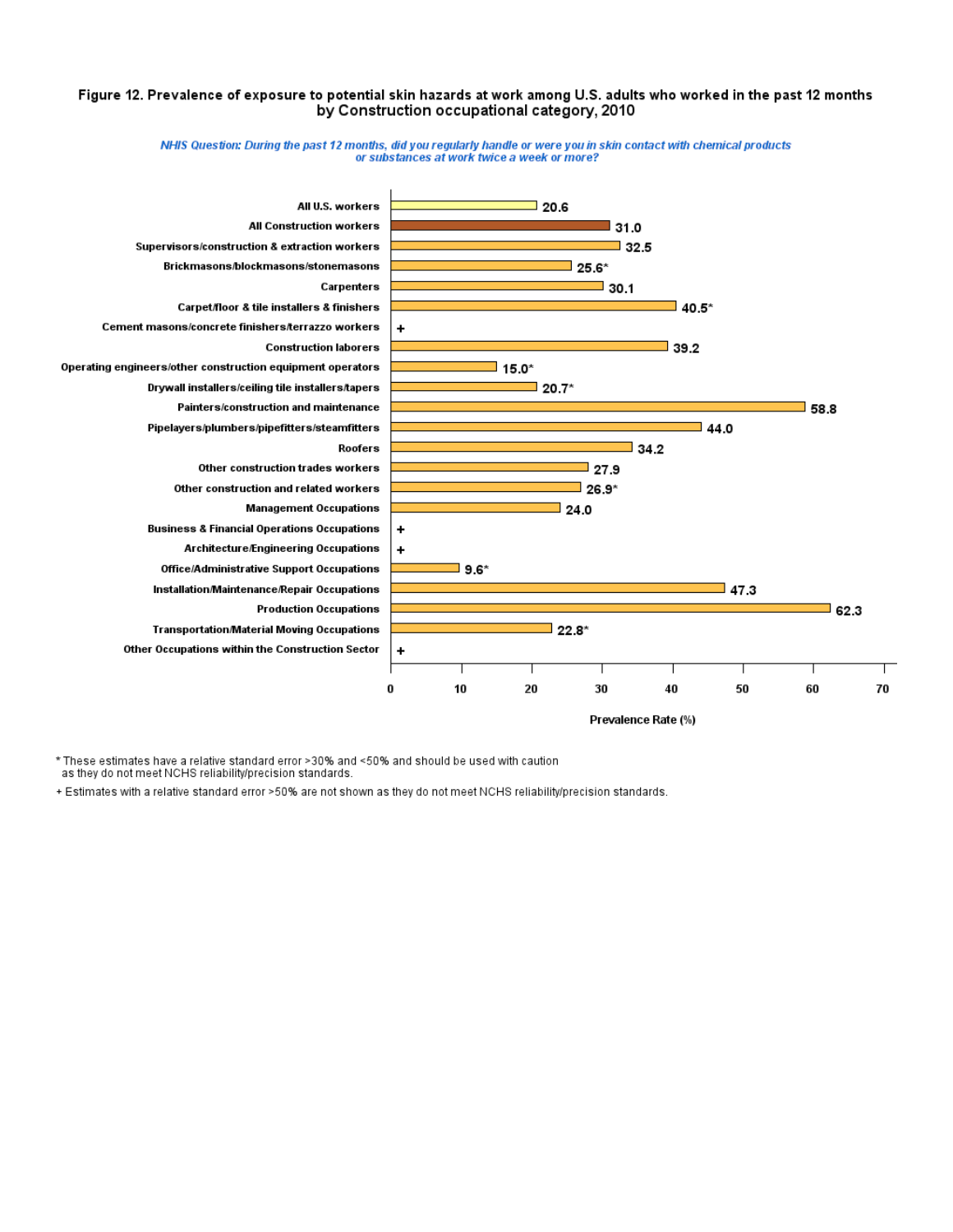**Figure 12. Prevalence of exposure to potential skin hazards at work among U.S. adults who worked in the past 12 months by Construction occupational category, 2010**

*NHIS Question: During the past 12 months, did you regularly handle or were you in skin contact with chemical products or substances at work twice a week or more?*

All U.S. workers 20.6
All Construction workers 31.0
Supervisors/construction & extraction workers 32.5
Brickmasons/blockmasons/stonemasons 25.6*
Carpenters 30.1
Carpet/floor & tile installers & finishers 40.5*
Cement masons/concrete finishers/terrazzo workers +
Construction laborers 39.2
Operating engineers/other construction equipment operators 15.0*
Drywall installers/ceiling tile installers/tapers 20.7*
Painters/construction and maintenance 58.8
Pipelayers/plumbers/pipefitters/steamfitters 44.0
Roofers 34.2
Other construction trades workers 27.9
Other construction and related workers 26.9*
Management Occupations 24.0
Business & Financial Operations Occupations +
Architecture/Engineering Occupations +
Office/Administrative Support Occupations 9.6*
Installation/Maintenance/Repair Occupations 47.3
Production Occupations 62.3
Transportation/Material Moving Occupations 22.8*
Other Occupations within the Construction Sector +

0 10 20 30 40 50 60 70

Prevalence Rate (%)

\* These estimates have a relative standard error >30% and <50% and should be used with caution as they do not meet NCHS reliability/precision standards.

\+ Estimates with a relative standard error >50% are not shown as they do not meet NCHS reliability/precision standards.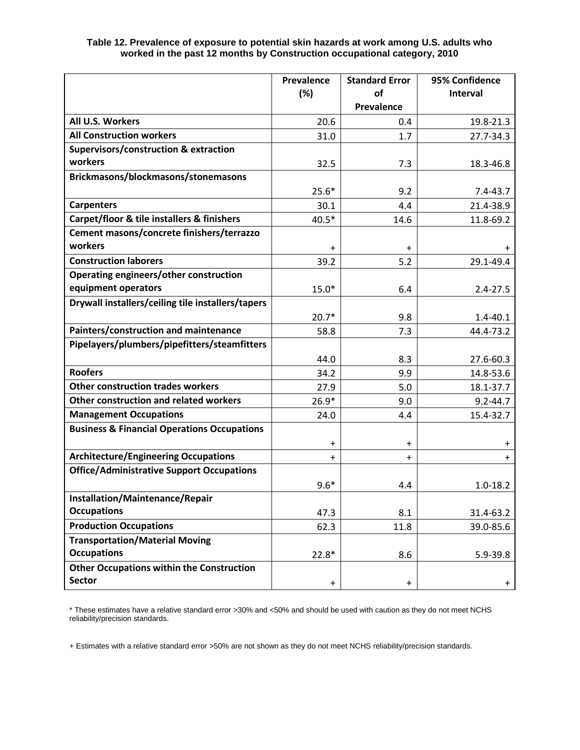**Table 12. Prevalence of exposure to potential skin hazards at work among U.S. adults who worked in the past 12 months by Construction occupational category, 2010**

| | Prevalence (%) | Standard Error of Prevalence | 95% Confidence Interval |
|---|---|---|---|
| **All U.S. Workers** | 20.6 | 0.4 | 19.8-21.3 |
| **All Construction workers** | 31.0 | 1.7 | 27.7-34.3 |
| **Supervisors/construction & extraction workers** | 32.5 | 7.3 | 18.3-46.8 |
| **Brickmasons/blockmasons/stonemasons** | 25.6* | 9.2 | 7.4-43.7 |
| **Carpenters** | 30.1 | 4.4 | 21.4-38.9 |
| **Carpet/floor & tile installers & finishers** | 40.5* | 14.6 | 11.8-69.2 |
| **Cement masons/concrete finishers/terrazzo workers** | + | + | + |
| **Construction laborers** | 39.2 | 5.2 | 29.1-49.4 |
| **Operating engineers/other construction equipment operators** | 15.0* | 6.4 | 2.4-27.5 |
| **Drywall installers/ceiling tile installers/tapers** | 20.7* | 9.8 | 1.4-40.1 |
| **Painters/construction and maintenance** | 58.8 | 7.3 | 44.4-73.2 |
| **Pipelayers/plumbers/pipefitters/steamfitters** | 44.0 | 8.3 | 27.6-60.3 |
| **Roofers** | 34.2 | 9.9 | 14.8-53.6 |
| **Other construction trades workers** | 27.9 | 5.0 | 18.1-37.7 |
| **Other construction and related workers** | 26.9* | 9.0 | 9.2-44.7 |
| **Management Occupations** | 24.0 | 4.4 | 15.4-32.7 |
| **Business & Financial Operations Occupations** | + | + | + |
| **Architecture/Engineering Occupations** | + | + | + |
| **Office/Administrative Support Occupations** | 9.6* | 4.4 | 1.0-18.2 |
| **Installation/Maintenance/Repair Occupations** | 47.3 | 8.1 | 31.4-63.2 |
| **Production Occupations** | 62.3 | 11.8 | 39.0-85.6 |
| **Transportation/Material Moving Occupations** | 22.8* | 8.6 | 5.9-39.8 |
| **Other Occupations within the Construction Sector** | + | + | + |

* These estimates have a relative standard error >30% and <50% and should be used with caution as they do not meet NCHS reliability/precision standards.

+ Estimates with a relative standard error >50% are not shown as they do not meet NCHS reliability/precision standards.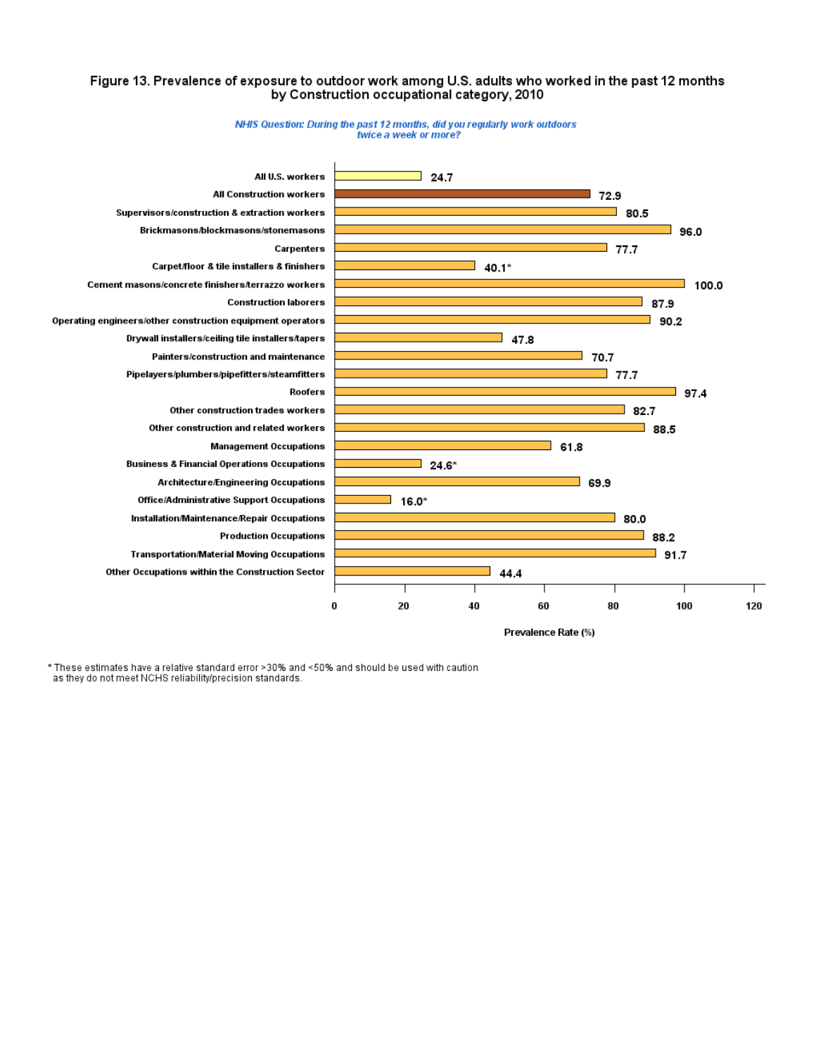### Figure 13. Prevalence of exposure to outdoor work among U.S. adults who worked in the past 12 months by Construction occupational category, 2010

*NHIS Question: During the past 12 months, did you regularly work outdoors twice a week or more?*

| Occupational category | Prevalence Rate (%) |
| --- | --- |
| All U.S. workers | 24.7 |
| All Construction workers | 72.9 |
| Supervisors/construction & extraction workers | 80.5 |
| Brickmasons/blockmasons/stonemasons | 96.0 |
| Carpenters | 77.7 |
| Carpet/floor & tile installers & finishers | 40.1* |
| Cement masons/concrete finishers/terrazzo workers | 100.0 |
| Construction laborers | 87.9 |
| Operating engineers/other construction equipment operators | 90.2 |
| Drywall installers/ceiling tile installers/tapers | 47.8 |
| Painters/construction and maintenance | 70.7 |
| Pipelayers/plumbers/pipefitters/steamfitters | 77.7 |
| Roofers | 97.4 |
| Other construction trades workers | 82.7 |
| Other construction and related workers | 88.5 |
| Management Occupations | 61.8 |
| Business & Financial Operations Occupations | 24.6* |
| Architecture/Engineering Occupations | 69.9 |
| Office/Administrative Support Occupations | 16.0* |
| Installation/Maintenance/Repair Occupations | 80.0 |
| Production Occupations | 88.2 |
| Transportation/Material Moving Occupations | 91.7 |
| Other Occupations within the Construction Sector | 44.4 |

\* These estimates have a relative standard error >30% and <50% and should be used with caution as they do not meet NCHS reliability/precision standards.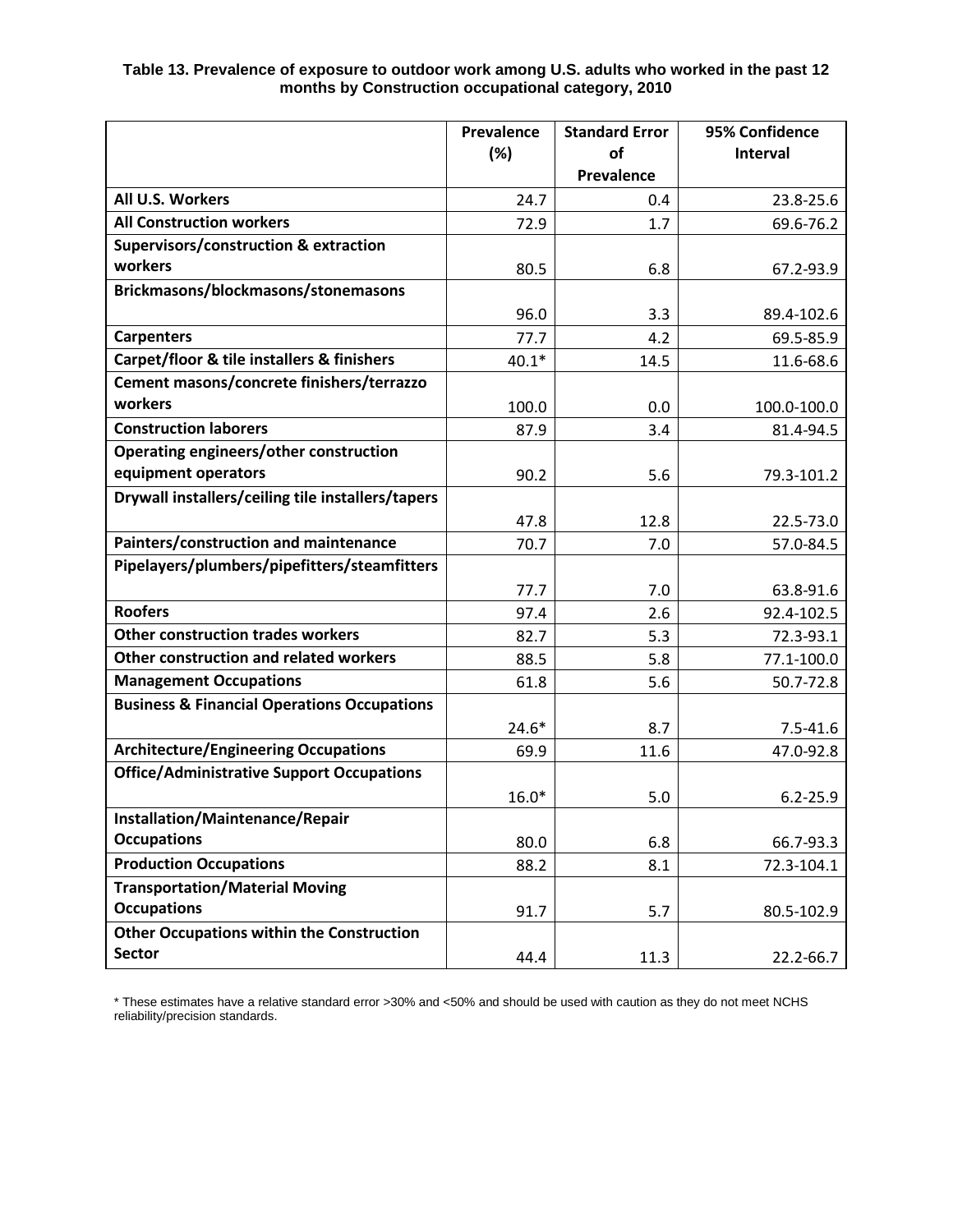**Table 13. Prevalence of exposure to outdoor work among U.S. adults who worked in the past 12 months by Construction occupational category, 2010**

| | Prevalence (%) | Standard Error of Prevalence | 95% Confidence Interval |
|---|---|---|---|
| **All U.S. Workers** | 24.7 | 0.4 | 23.8-25.6 |
| **All Construction workers** | 72.9 | 1.7 | 69.6-76.2 |
| **Supervisors/construction & extraction workers** | 80.5 | 6.8 | 67.2-93.9 |
| **Brickmasons/blockmasons/stonemasons** | 96.0 | 3.3 | 89.4-102.6 |
| **Carpenters** | 77.7 | 4.2 | 69.5-85.9 |
| **Carpet/floor & tile installers & finishers** | 40.1* | 14.5 | 11.6-68.6 |
| **Cement masons/concrete finishers/terrazzo workers** | 100.0 | 0.0 | 100.0-100.0 |
| **Construction laborers** | 87.9 | 3.4 | 81.4-94.5 |
| **Operating engineers/other construction equipment operators** | 90.2 | 5.6 | 79.3-101.2 |
| **Drywall installers/ceiling tile installers/tapers** | 47.8 | 12.8 | 22.5-73.0 |
| **Painters/construction and maintenance** | 70.7 | 7.0 | 57.0-84.5 |
| **Pipelayers/plumbers/pipefitters/steamfitters** | 77.7 | 7.0 | 63.8-91.6 |
| **Roofers** | 97.4 | 2.6 | 92.4-102.5 |
| **Other construction trades workers** | 82.7 | 5.3 | 72.3-93.1 |
| **Other construction and related workers** | 88.5 | 5.8 | 77.1-100.0 |
| **Management Occupations** | 61.8 | 5.6 | 50.7-72.8 |
| **Business & Financial Operations Occupations** | 24.6* | 8.7 | 7.5-41.6 |
| **Architecture/Engineering Occupations** | 69.9 | 11.6 | 47.0-92.8 |
| **Office/Administrative Support Occupations** | 16.0* | 5.0 | 6.2-25.9 |
| **Installation/Maintenance/Repair Occupations** | 80.0 | 6.8 | 66.7-93.3 |
| **Production Occupations** | 88.2 | 8.1 | 72.3-104.1 |
| **Transportation/Material Moving Occupations** | 91.7 | 5.7 | 80.5-102.9 |
| **Other Occupations within the Construction Sector** | 44.4 | 11.3 | 22.2-66.7 |

* These estimates have a relative standard error >30% and <50% and should be used with caution as they do not meet NCHS reliability/precision standards.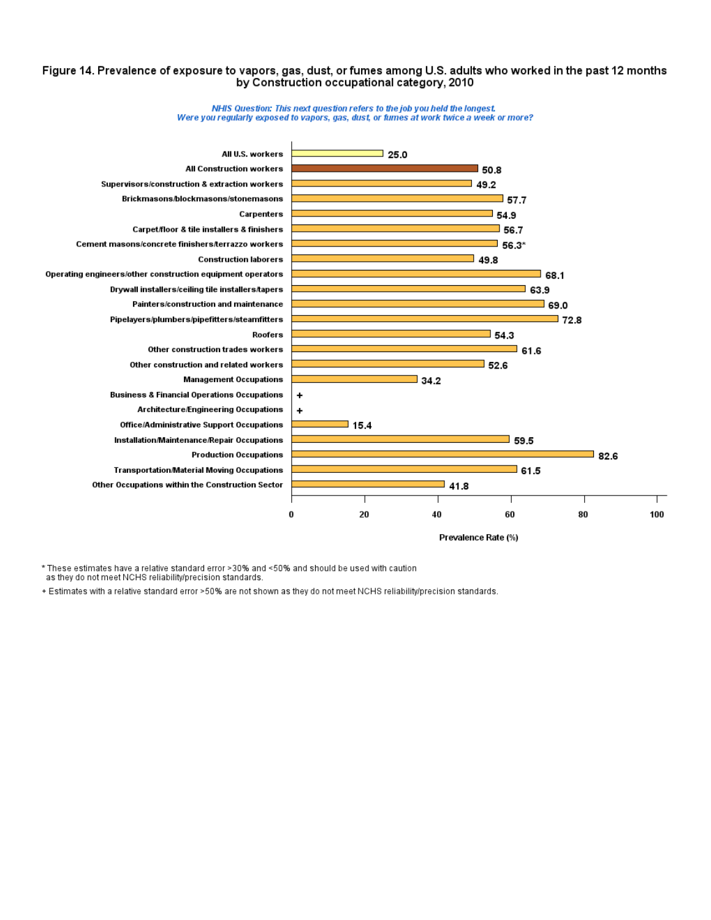Figure 14. Prevalence of exposure to vapors, gas, dust, or fumes among U.S. adults who worked in the past 12 months by Construction occupational category, 2010

*NHIS Question: This next question refers to the job you held the longest.*
*Were you regularly exposed to vapors, gas, dust, or fumes at work twice a week or more?*

All U.S. workers 25.0
All Construction workers 50.8
Supervisors/construction & extraction workers 49.2
Brickmasons/blockmasons/stonemasons 57.7
Carpenters 54.9
Carpet/floor & tile installers & finishers 56.7
Cement masons/concrete finishers/terrazzo workers 56.3*
Construction laborers 49.8
Operating engineers/other construction equipment operators 68.1
Drywall installers/ceiling tile installers/tapers 63.9
Painters/construction and maintenance 69.0
Pipelayers/plumbers/pipefitters/steamfitters 72.8
Roofers 54.3
Other construction trades workers 61.6
Other construction and related workers 52.6
Management Occupations 34.2
Business & Financial Operations Occupations +
Architecture/Engineering Occupations +
Office/Administrative Support Occupations 15.4
Installation/Maintenance/Repair Occupations 59.5
Production Occupations 82.6
Transportation/Material Moving Occupations 61.5
Other Occupations within the Construction Sector 41.8

0 20 40 60 80 100

Prevalence Rate (%)

\* These estimates have a relative standard error >30% and <50% and should be used with caution as they do not meet NCHS reliability/precision standards.

\+ Estimates with a relative standard error >50% are not shown as they do not meet NCHS reliability/precision standards.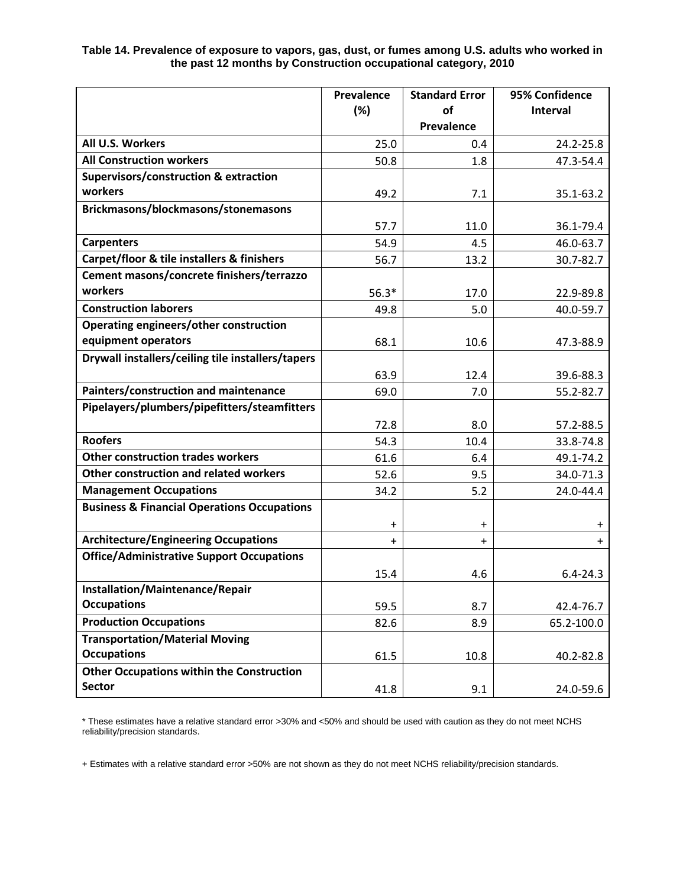**Table 14. Prevalence of exposure to vapors, gas, dust, or fumes among U.S. adults who worked in the past 12 months by Construction occupational category, 2010**

| | Prevalence (%) | Standard Error of Prevalence | 95% Confidence Interval |
|---|---|---|---|
| **All U.S. Workers** | 25.0 | 0.4 | 24.2-25.8 |
| **All Construction workers** | 50.8 | 1.8 | 47.3-54.4 |
| **Supervisors/construction & extraction workers** | 49.2 | 7.1 | 35.1-63.2 |
| **Brickmasons/blockmasons/stonemasons** | 57.7 | 11.0 | 36.1-79.4 |
| **Carpenters** | 54.9 | 4.5 | 46.0-63.7 |
| **Carpet/floor & tile installers & finishers** | 56.7 | 13.2 | 30.7-82.7 |
| **Cement masons/concrete finishers/terrazzo workers** | 56.3* | 17.0 | 22.9-89.8 |
| **Construction laborers** | 49.8 | 5.0 | 40.0-59.7 |
| **Operating engineers/other construction equipment operators** | 68.1 | 10.6 | 47.3-88.9 |
| **Drywall installers/ceiling tile installers/tapers** | 63.9 | 12.4 | 39.6-88.3 |
| **Painters/construction and maintenance** | 69.0 | 7.0 | 55.2-82.7 |
| **Pipelayers/plumbers/pipefitters/steamfitters** | 72.8 | 8.0 | 57.2-88.5 |
| **Roofers** | 54.3 | 10.4 | 33.8-74.8 |
| **Other construction trades workers** | 61.6 | 6.4 | 49.1-74.2 |
| **Other construction and related workers** | 52.6 | 9.5 | 34.0-71.3 |
| **Management Occupations** | 34.2 | 5.2 | 24.0-44.4 |
| **Business & Financial Operations Occupations** | + | + | + |
| **Architecture/Engineering Occupations** | + | + | + |
| **Office/Administrative Support Occupations** | 15.4 | 4.6 | 6.4-24.3 |
| **Installation/Maintenance/Repair Occupations** | 59.5 | 8.7 | 42.4-76.7 |
| **Production Occupations** | 82.6 | 8.9 | 65.2-100.0 |
| **Transportation/Material Moving Occupations** | 61.5 | 10.8 | 40.2-82.8 |
| **Other Occupations within the Construction Sector** | 41.8 | 9.1 | 24.0-59.6 |

* These estimates have a relative standard error >30% and <50% and should be used with caution as they do not meet NCHS reliability/precision standards.

+ Estimates with a relative standard error >50% are not shown as they do not meet NCHS reliability/precision standards.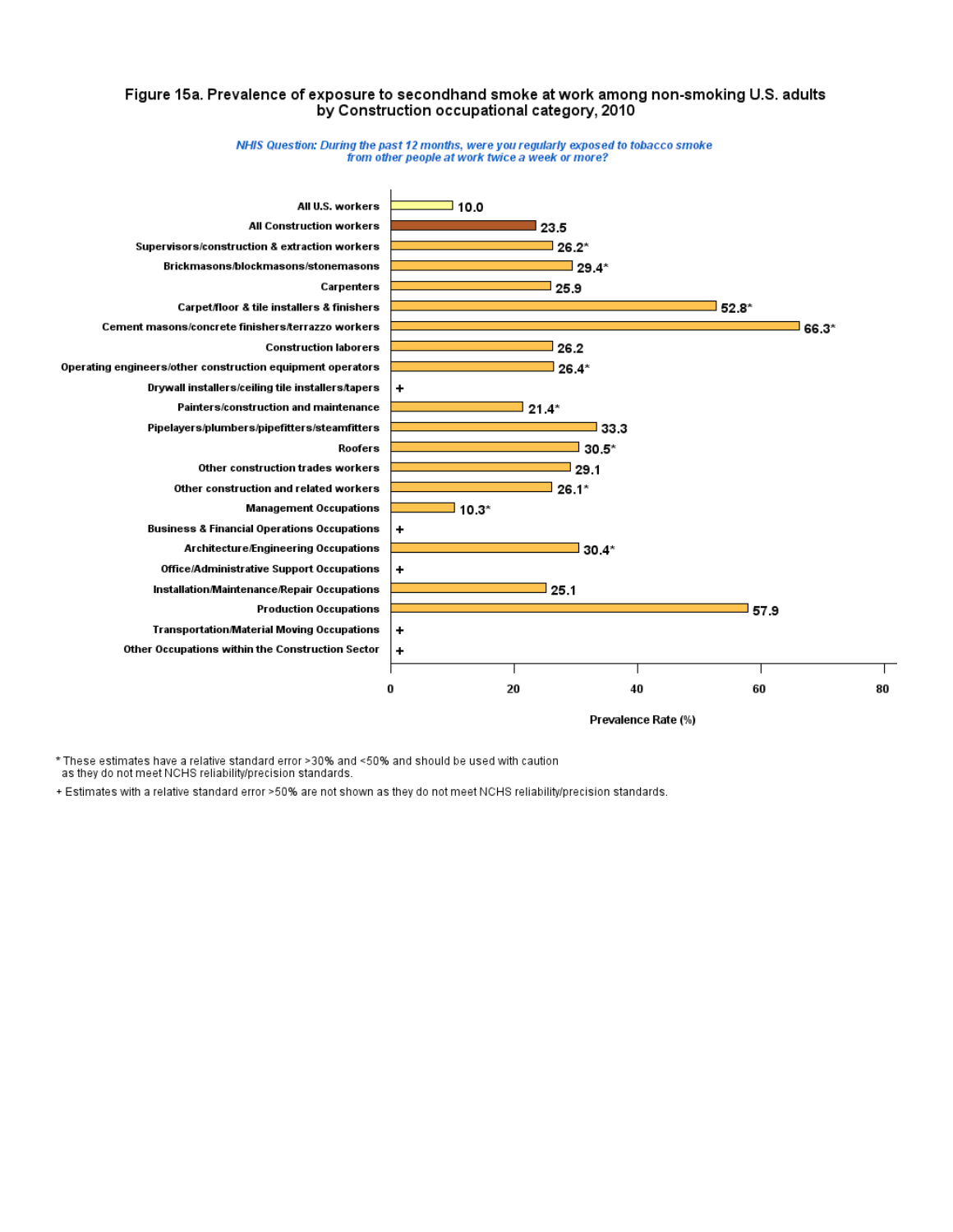# Figure 15a. Prevalence of exposure to secondhand smoke at work among non-smoking U.S. adults by Construction occupational category, 2010

*NHIS Question: During the past 12 months, were you regularly exposed to tobacco smoke from other people at work twice a week or more?*

All U.S. workers 10.0

All Construction workers 23.5

Supervisors/construction & extraction workers 26.2*

Brickmasons/blockmasons/stonemasons 29.4*

Carpenters 25.9

Carpet/floor & tile installers & finishers 52.8*

Cement masons/concrete finishers/terrazzo workers 66.3*

Construction laborers 26.2

Operating engineers/other construction equipment operators 26.4*

Drywall installers/ceiling tile installers/tapers +

Painters/construction and maintenance 21.4*

Pipelayers/plumbers/pipefitters/steamfitters 33.3

Roofers 30.5*

Other construction trades workers 29.1

Other construction and related workers 26.1*

Management Occupations 10.3*

Business & Financial Operations Occupations +

Architecture/Engineering Occupations 30.4*

Office/Administrative Support Occupations +

Installation/Maintenance/Repair Occupations 25.1

Production Occupations 57.9

Transportation/Material Moving Occupations +

Other Occupations within the Construction Sector +

0 20 40 60 80

Prevalence Rate (%)

* These estimates have a relative standard error >30% and <50% and should be used with caution as they do not meet NCHS reliability/precision standards.

+ Estimates with a relative standard error >50% are not shown as they do not meet NCHS reliability/precision standards.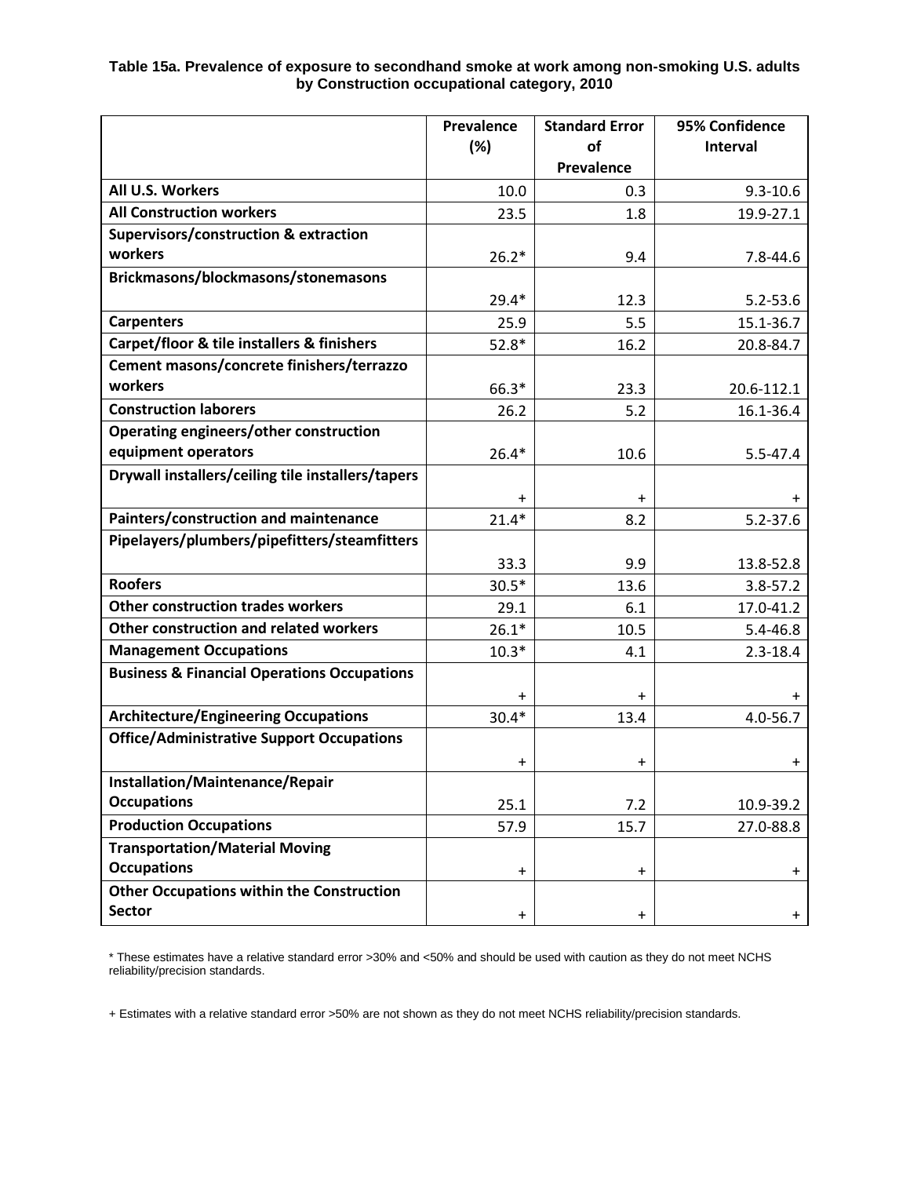**Table 15a. Prevalence of exposure to secondhand smoke at work among non-smoking U.S. adults by Construction occupational category, 2010**

| | Prevalence (%) | Standard Error of Prevalence | 95% Confidence Interval |
|---|---|---|---|
| **All U.S. Workers** | 10.0 | 0.3 | 9.3-10.6 |
| **All Construction workers** | 23.5 | 1.8 | 19.9-27.1 |
| **Supervisors/construction & extraction workers** | 26.2* | 9.4 | 7.8-44.6 |
| **Brickmasons/blockmasons/stonemasons** | 29.4* | 12.3 | 5.2-53.6 |
| **Carpenters** | 25.9 | 5.5 | 15.1-36.7 |
| **Carpet/floor & tile installers & finishers** | 52.8* | 16.2 | 20.8-84.7 |
| **Cement masons/concrete finishers/terrazzo workers** | 66.3* | 23.3 | 20.6-112.1 |
| **Construction laborers** | 26.2 | 5.2 | 16.1-36.4 |
| **Operating engineers/other construction equipment operators** | 26.4* | 10.6 | 5.5-47.4 |
| **Drywall installers/ceiling tile installers/tapers** | + | + | + |
| **Painters/construction and maintenance** | 21.4* | 8.2 | 5.2-37.6 |
| **Pipelayers/plumbers/pipefitters/steamfitters** | 33.3 | 9.9 | 13.8-52.8 |
| **Roofers** | 30.5* | 13.6 | 3.8-57.2 |
| **Other construction trades workers** | 29.1 | 6.1 | 17.0-41.2 |
| **Other construction and related workers** | 26.1* | 10.5 | 5.4-46.8 |
| **Management Occupations** | 10.3* | 4.1 | 2.3-18.4 |
| **Business & Financial Operations Occupations** | + | + | + |
| **Architecture/Engineering Occupations** | 30.4* | 13.4 | 4.0-56.7 |
| **Office/Administrative Support Occupations** | + | + | + |
| **Installation/Maintenance/Repair Occupations** | 25.1 | 7.2 | 10.9-39.2 |
| **Production Occupations** | 57.9 | 15.7 | 27.0-88.8 |
| **Transportation/Material Moving Occupations** | + | + | + |
| **Other Occupations within the Construction Sector** | + | + | + |

* These estimates have a relative standard error >30% and <50% and should be used with caution as they do not meet NCHS reliability/precision standards.

+ Estimates with a relative standard error >50% are not shown as they do not meet NCHS reliability/precision standards.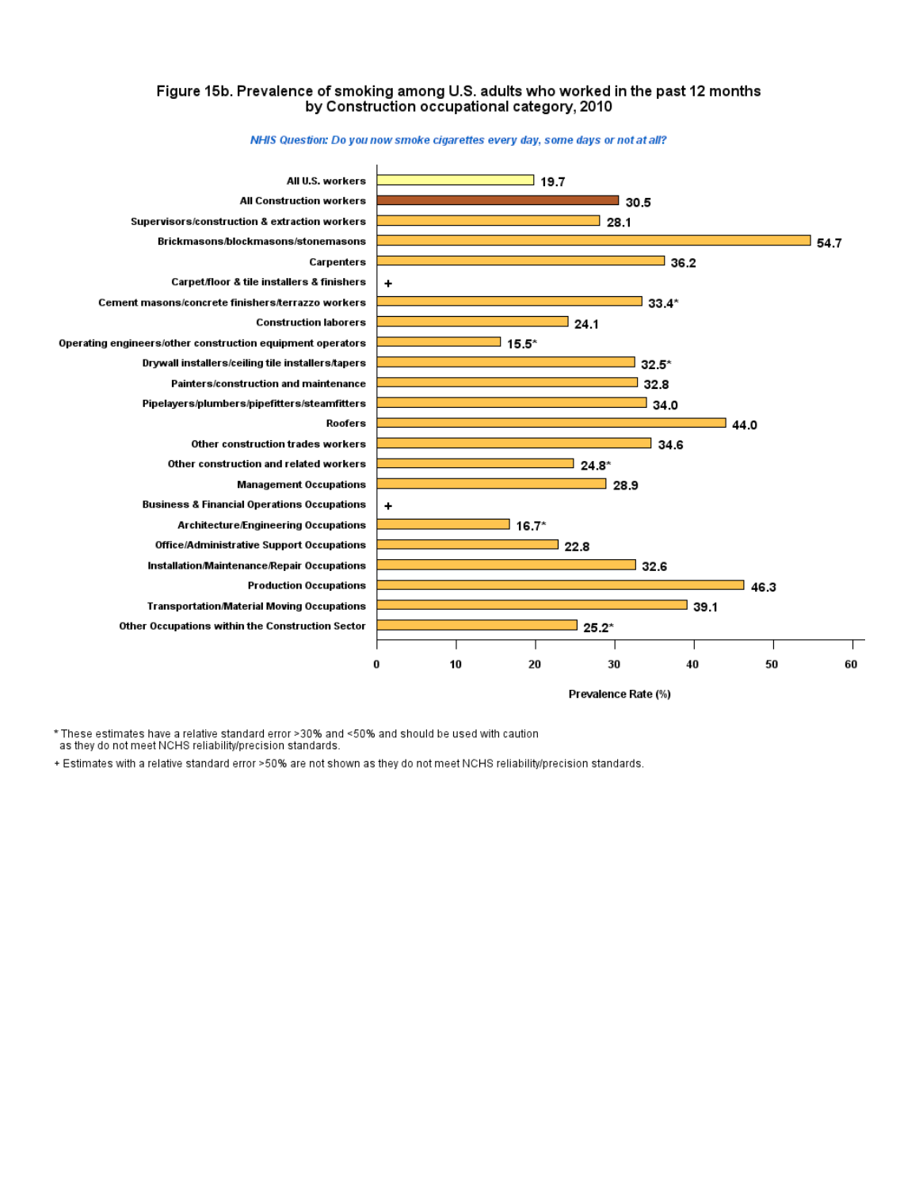# Figure 15b. Prevalence of smoking among U.S. adults who worked in the past 12 months by Construction occupational category, 2010

*NHIS Question: Do you now smoke cigarettes every day, some days or not at all?*

| Occupational category | Prevalence Rate (%) |
|---|---|
| All U.S. workers | 19.7 |
| All Construction workers | 30.5 |
| Supervisors/construction & extraction workers | 28.1 |
| Brickmasons/blockmasons/stonemasons | 54.7 |
| Carpenters | 36.2 |
| Carpet/floor & tile installers & finishers | + |
| Cement masons/concrete finishers/terrazzo workers | 33.4* |
| Construction laborers | 24.1 |
| Operating engineers/other construction equipment operators | 15.5* |
| Drywall installers/ceiling tile installers/tapers | 32.5* |
| Painters/construction and maintenance | 32.8 |
| Pipelayers/plumbers/pipefitters/steamfitters | 34.0 |
| Roofers | 44.0 |
| Other construction trades workers | 34.6 |
| Other construction and related workers | 24.8* |
| Management Occupations | 28.9 |
| Business & Financial Operations Occupations | + |
| Architecture/Engineering Occupations | 16.7* |
| Office/Administrative Support Occupations | 22.8 |
| Installation/Maintenance/Repair Occupations | 32.6 |
| Production Occupations | 46.3 |
| Transportation/Material Moving Occupations | 39.1 |
| Other Occupations within the Construction Sector | 25.2* |

\* These estimates have a relative standard error >30% and <50% and should be used with caution as they do not meet NCHS reliability/precision standards.

\+ Estimates with a relative standard error >50% are not shown as they do not meet NCHS reliability/precision standards.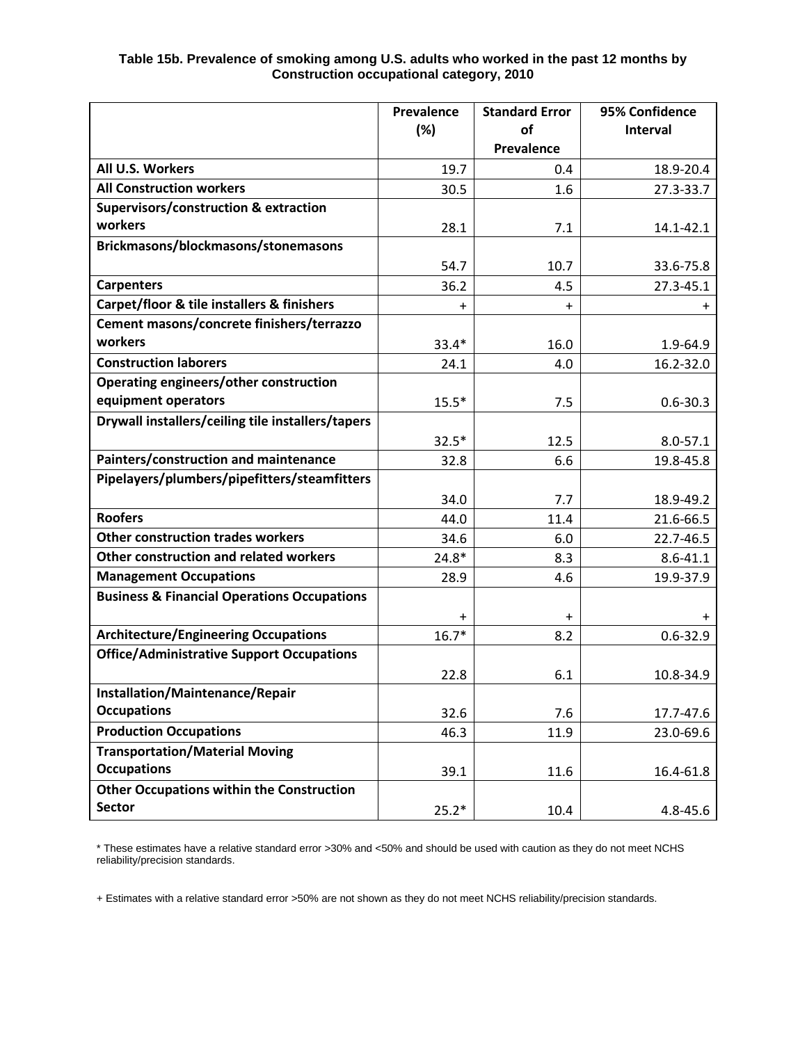**Table 15b. Prevalence of smoking among U.S. adults who worked in the past 12 months by Construction occupational category, 2010**

| | Prevalence (%) | Standard Error of Prevalence | 95% Confidence Interval |
|---|---|---|---|
| **All U.S. Workers** | 19.7 | 0.4 | 18.9-20.4 |
| **All Construction workers** | 30.5 | 1.6 | 27.3-33.7 |
| **Supervisors/construction & extraction workers** | 28.1 | 7.1 | 14.1-42.1 |
| **Brickmasons/blockmasons/stonemasons** | 54.7 | 10.7 | 33.6-75.8 |
| **Carpenters** | 36.2 | 4.5 | 27.3-45.1 |
| **Carpet/floor & tile installers & finishers** | + | + | + |
| **Cement masons/concrete finishers/terrazzo workers** | 33.4* | 16.0 | 1.9-64.9 |
| **Construction laborers** | 24.1 | 4.0 | 16.2-32.0 |
| **Operating engineers/other construction equipment operators** | 15.5* | 7.5 | 0.6-30.3 |
| **Drywall installers/ceiling tile installers/tapers** | 32.5* | 12.5 | 8.0-57.1 |
| **Painters/construction and maintenance** | 32.8 | 6.6 | 19.8-45.8 |
| **Pipelayers/plumbers/pipefitters/steamfitters** | 34.0 | 7.7 | 18.9-49.2 |
| **Roofers** | 44.0 | 11.4 | 21.6-66.5 |
| **Other construction trades workers** | 34.6 | 6.0 | 22.7-46.5 |
| **Other construction and related workers** | 24.8* | 8.3 | 8.6-41.1 |
| **Management Occupations** | 28.9 | 4.6 | 19.9-37.9 |
| **Business & Financial Operations Occupations** | + | + | + |
| **Architecture/Engineering Occupations** | 16.7* | 8.2 | 0.6-32.9 |
| **Office/Administrative Support Occupations** | 22.8 | 6.1 | 10.8-34.9 |
| **Installation/Maintenance/Repair Occupations** | 32.6 | 7.6 | 17.7-47.6 |
| **Production Occupations** | 46.3 | 11.9 | 23.0-69.6 |
| **Transportation/Material Moving Occupations** | 39.1 | 11.6 | 16.4-61.8 |
| **Other Occupations within the Construction Sector** | 25.2* | 10.4 | 4.8-45.6 |

* These estimates have a relative standard error >30% and <50% and should be used with caution as they do not meet NCHS reliability/precision standards.

+ Estimates with a relative standard error >50% are not shown as they do not meet NCHS reliability/precision standards.